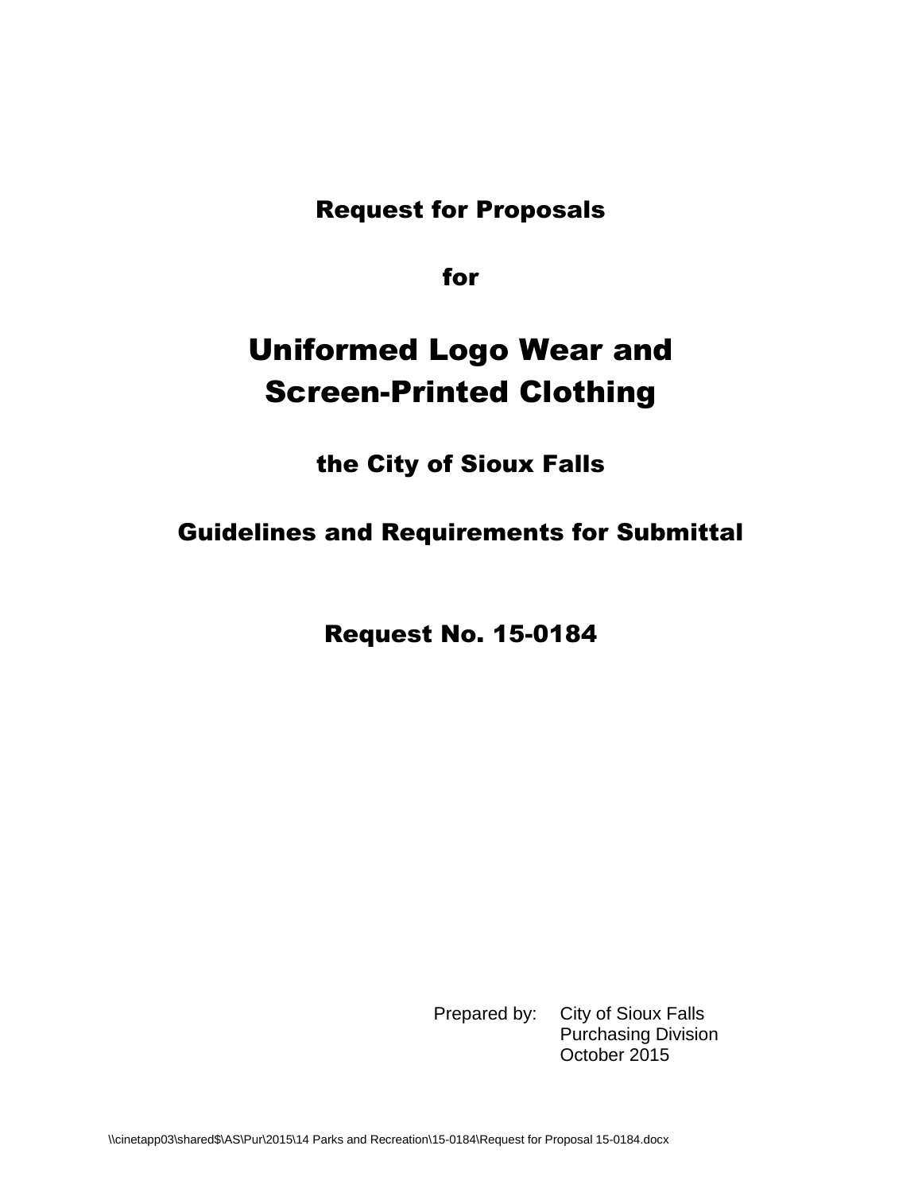# Request for Proposals

## for

# Uniformed Logo Wear and Screen-Printed Clothing

## the City of Sioux Falls

## Guidelines and Requirements for Submittal

## Request No. 15-0184

Prepared by: City of Sioux Falls
Purchasing Division
October 2015

\\cinetapp03\shared$\AS\Pur\2015\14 Parks and Recreation\15-0184\Request for Proposal 15-0184.docx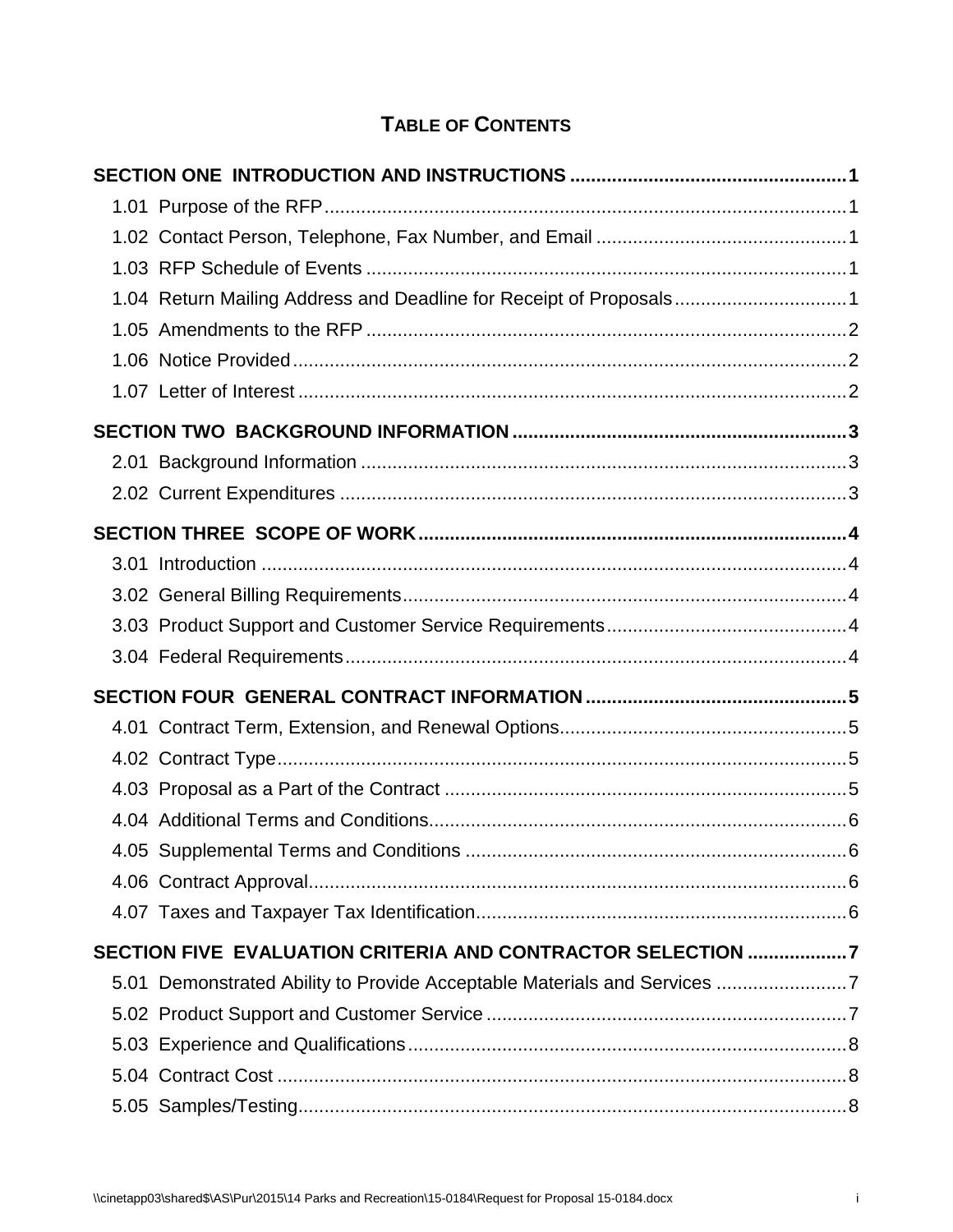# TABLE OF CONTENTS

**SECTION ONE INTRODUCTION AND INSTRUCTIONS** .......... **1**

1.01 Purpose of the RFP .......... 1
1.02 Contact Person, Telephone, Fax Number, and Email .......... 1
1.03 RFP Schedule of Events .......... 1
1.04 Return Mailing Address and Deadline for Receipt of Proposals .......... 1
1.05 Amendments to the RFP .......... 2
1.06 Notice Provided .......... 2
1.07 Letter of Interest .......... 2

**SECTION TWO BACKGROUND INFORMATION** .......... **3**

2.01 Background Information .......... 3
2.02 Current Expenditures .......... 3

**SECTION THREE SCOPE OF WORK** .......... **4**

3.01 Introduction .......... 4
3.02 General Billing Requirements .......... 4
3.03 Product Support and Customer Service Requirements .......... 4
3.04 Federal Requirements .......... 4

**SECTION FOUR GENERAL CONTRACT INFORMATION** .......... **5**

4.01 Contract Term, Extension, and Renewal Options .......... 5
4.02 Contract Type .......... 5
4.03 Proposal as a Part of the Contract .......... 5
4.04 Additional Terms and Conditions .......... 6
4.05 Supplemental Terms and Conditions .......... 6
4.06 Contract Approval .......... 6
4.07 Taxes and Taxpayer Tax Identification .......... 6

**SECTION FIVE EVALUATION CRITERIA AND CONTRACTOR SELECTION** .......... **7**

5.01 Demonstrated Ability to Provide Acceptable Materials and Services .......... 7
5.02 Product Support and Customer Service .......... 7
5.03 Experience and Qualifications .......... 8
5.04 Contract Cost .......... 8
5.05 Samples/Testing .......... 8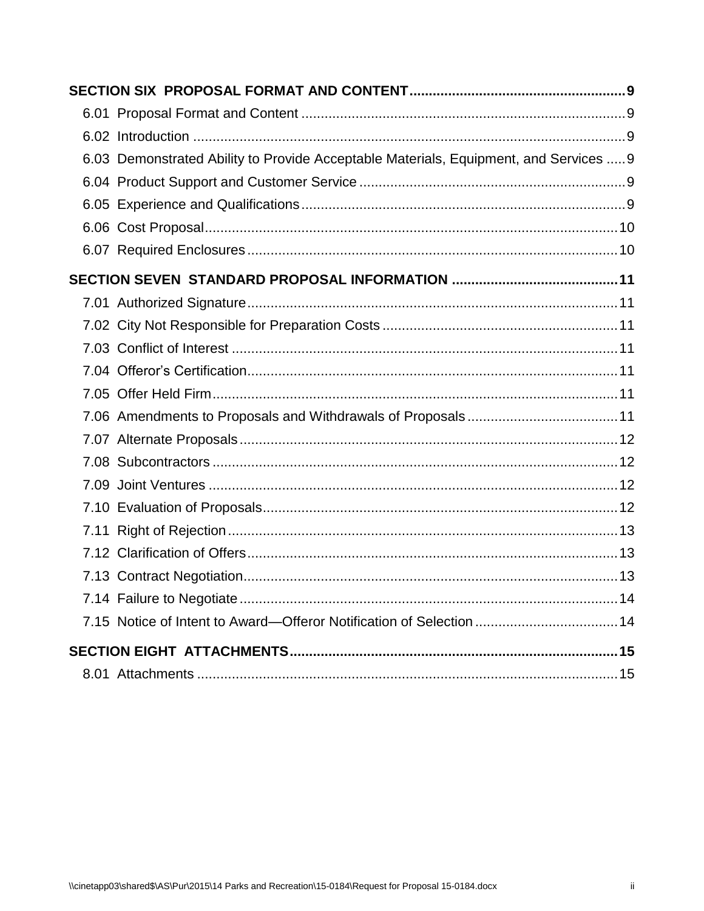**SECTION SIX PROPOSAL FORMAT AND CONTENT** .......... 9

6.01 Proposal Format and Content .......... 9

6.02 Introduction .......... 9

6.03 Demonstrated Ability to Provide Acceptable Materials, Equipment, and Services .......... 9

6.04 Product Support and Customer Service .......... 9

6.05 Experience and Qualifications .......... 9

6.06 Cost Proposal .......... 10

6.07 Required Enclosures .......... 10

**SECTION SEVEN STANDARD PROPOSAL INFORMATION** .......... 11

7.01 Authorized Signature .......... 11

7.02 City Not Responsible for Preparation Costs .......... 11

7.03 Conflict of Interest .......... 11

7.04 Offeror's Certification .......... 11

7.05 Offer Held Firm .......... 11

7.06 Amendments to Proposals and Withdrawals of Proposals .......... 11

7.07 Alternate Proposals .......... 12

7.08 Subcontractors .......... 12

7.09 Joint Ventures .......... 12

7.10 Evaluation of Proposals .......... 12

7.11 Right of Rejection .......... 13

7.12 Clarification of Offers .......... 13

7.13 Contract Negotiation .......... 13

7.14 Failure to Negotiate .......... 14

7.15 Notice of Intent to Award—Offeror Notification of Selection .......... 14

**SECTION EIGHT ATTACHMENTS** .......... 15

8.01 Attachments .......... 15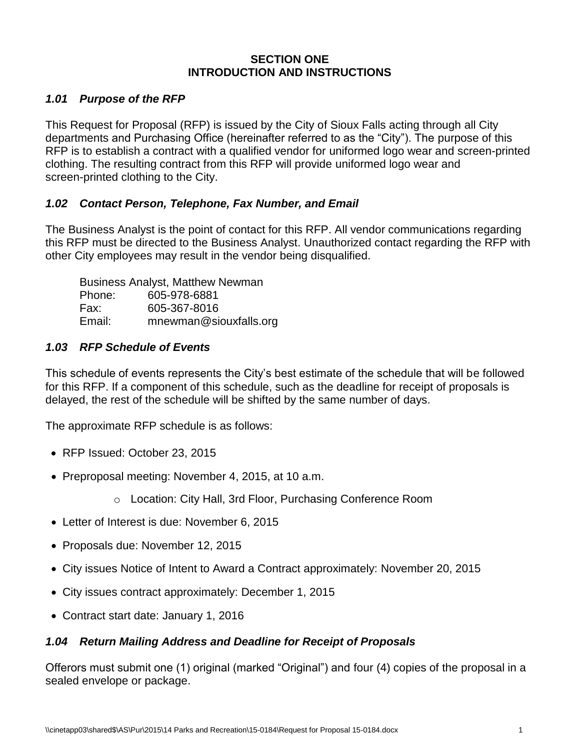## SECTION ONE
## INTRODUCTION AND INSTRUCTIONS

### *1.01 Purpose of the RFP*

This Request for Proposal (RFP) is issued by the City of Sioux Falls acting through all City departments and Purchasing Office (hereinafter referred to as the "City"). The purpose of this RFP is to establish a contract with a qualified vendor for uniformed logo wear and screen-printed clothing. The resulting contract from this RFP will provide uniformed logo wear and screen-printed clothing to the City.

### *1.02 Contact Person, Telephone, Fax Number, and Email*

The Business Analyst is the point of contact for this RFP. All vendor communications regarding this RFP must be directed to the Business Analyst. Unauthorized contact regarding the RFP with other City employees may result in the vendor being disqualified.

Business Analyst, Matthew Newman
Phone: 605-978-6881
Fax: 605-367-8016
Email: mnewman@siouxfalls.org

### *1.03 RFP Schedule of Events*

This schedule of events represents the City's best estimate of the schedule that will be followed for this RFP. If a component of this schedule, such as the deadline for receipt of proposals is delayed, the rest of the schedule will be shifted by the same number of days.

The approximate RFP schedule is as follows:

- RFP Issued: October 23, 2015
- Preproposal meeting: November 4, 2015, at 10 a.m.
  - Location: City Hall, 3rd Floor, Purchasing Conference Room
- Letter of Interest is due: November 6, 2015
- Proposals due: November 12, 2015
- City issues Notice of Intent to Award a Contract approximately: November 20, 2015
- City issues contract approximately: December 1, 2015
- Contract start date: January 1, 2016

### *1.04 Return Mailing Address and Deadline for Receipt of Proposals*

Offerors must submit one (1) original (marked "Original") and four (4) copies of the proposal in a sealed envelope or package.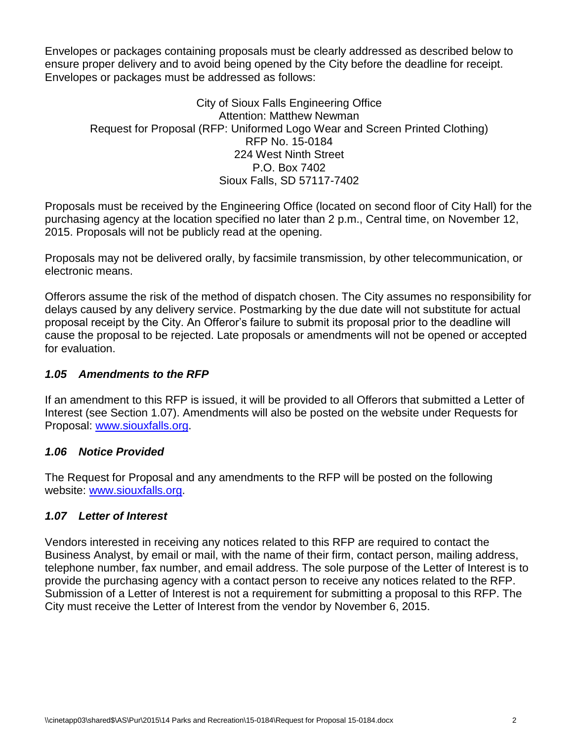Envelopes or packages containing proposals must be clearly addressed as described below to ensure proper delivery and to avoid being opened by the City before the deadline for receipt. Envelopes or packages must be addressed as follows:

City of Sioux Falls Engineering Office
Attention: Matthew Newman
Request for Proposal (RFP: Uniformed Logo Wear and Screen Printed Clothing)
RFP No. 15-0184
224 West Ninth Street
P.O. Box 7402
Sioux Falls, SD 57117-7402

Proposals must be received by the Engineering Office (located on second floor of City Hall) for the purchasing agency at the location specified no later than 2 p.m., Central time, on November 12, 2015. Proposals will not be publicly read at the opening.

Proposals may not be delivered orally, by facsimile transmission, by other telecommunication, or electronic means.

Offerors assume the risk of the method of dispatch chosen. The City assumes no responsibility for delays caused by any delivery service. Postmarking by the due date will not substitute for actual proposal receipt by the City. An Offeror's failure to submit its proposal prior to the deadline will cause the proposal to be rejected. Late proposals or amendments will not be opened or accepted for evaluation.

### *1.05 Amendments to the RFP*

If an amendment to this RFP is issued, it will be provided to all Offerors that submitted a Letter of Interest (see Section 1.07). Amendments will also be posted on the website under Requests for Proposal: www.siouxfalls.org.

### *1.06 Notice Provided*

The Request for Proposal and any amendments to the RFP will be posted on the following website: www.siouxfalls.org.

### *1.07 Letter of Interest*

Vendors interested in receiving any notices related to this RFP are required to contact the Business Analyst, by email or mail, with the name of their firm, contact person, mailing address, telephone number, fax number, and email address. The sole purpose of the Letter of Interest is to provide the purchasing agency with a contact person to receive any notices related to the RFP. Submission of a Letter of Interest is not a requirement for submitting a proposal to this RFP. The City must receive the Letter of Interest from the vendor by November 6, 2015.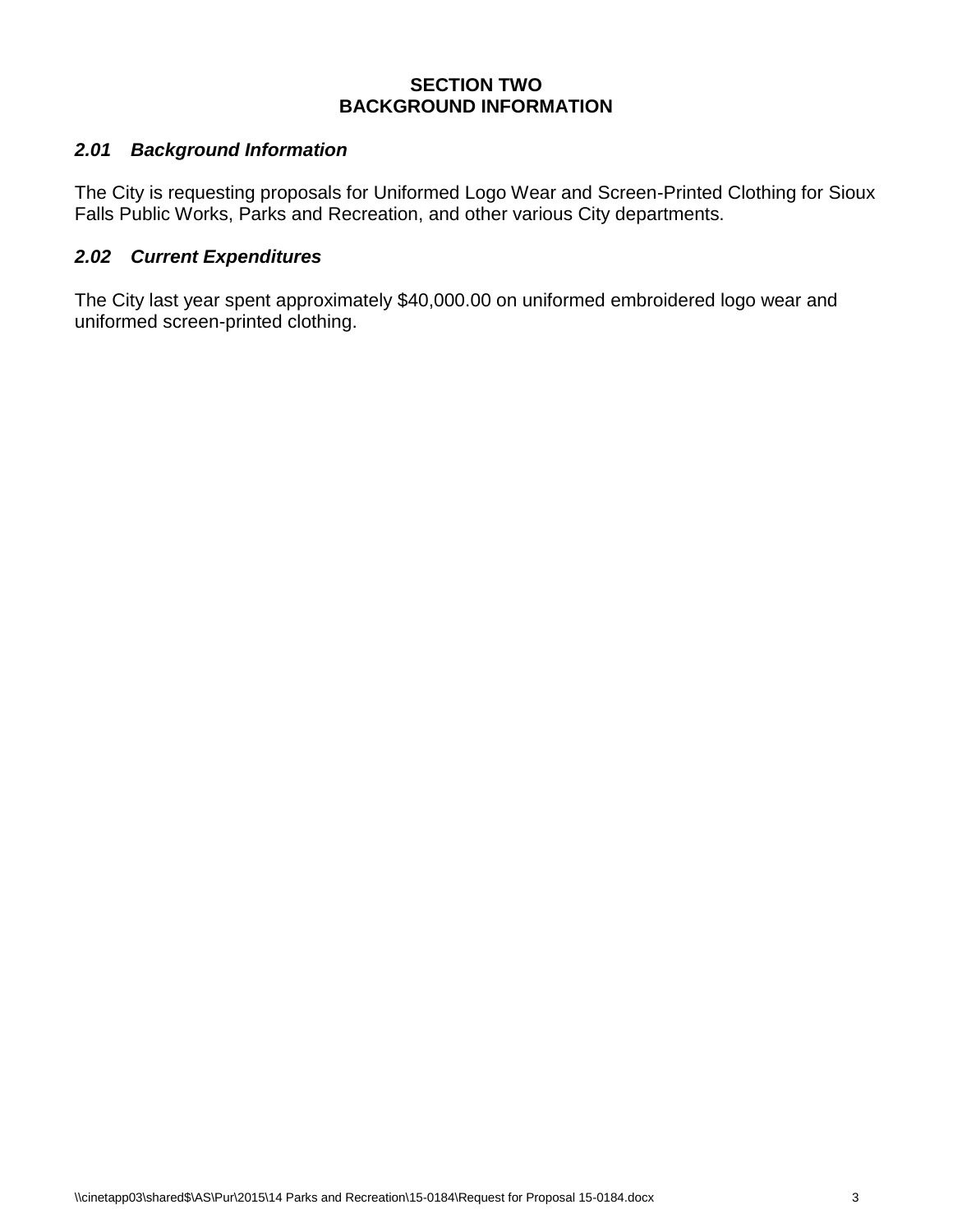# SECTION TWO
# BACKGROUND INFORMATION

### *2.01 Background Information*

The City is requesting proposals for Uniformed Logo Wear and Screen-Printed Clothing for Sioux Falls Public Works, Parks and Recreation, and other various City departments.

### *2.02 Current Expenditures*

The City last year spent approximately $40,000.00 on uniformed embroidered logo wear and uniformed screen-printed clothing.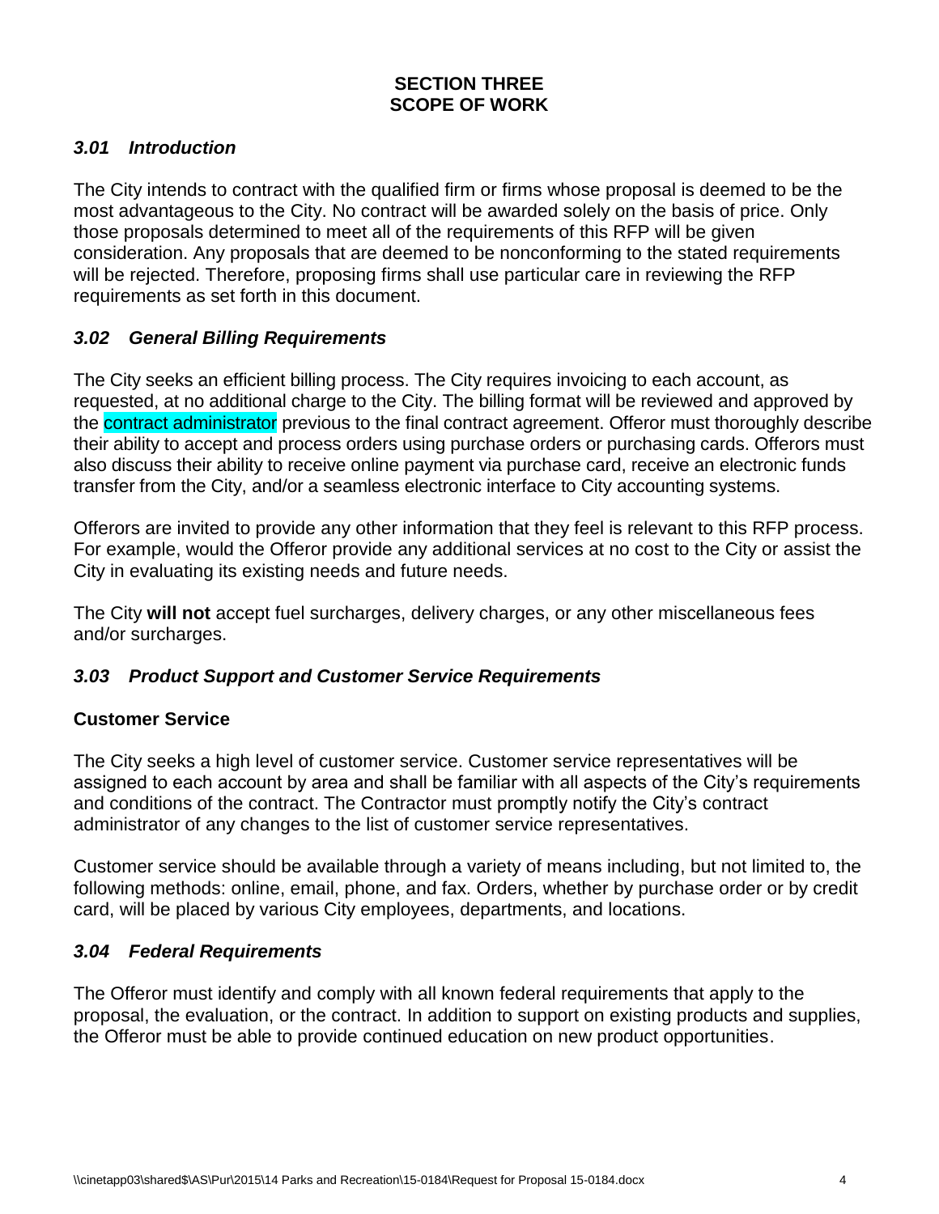## SECTION THREE
## SCOPE OF WORK

### *3.01 Introduction*

The City intends to contract with the qualified firm or firms whose proposal is deemed to be the most advantageous to the City. No contract will be awarded solely on the basis of price. Only those proposals determined to meet all of the requirements of this RFP will be given consideration. Any proposals that are deemed to be nonconforming to the stated requirements will be rejected. Therefore, proposing firms shall use particular care in reviewing the RFP requirements as set forth in this document.

### *3.02 General Billing Requirements*

The City seeks an efficient billing process. The City requires invoicing to each account, as requested, at no additional charge to the City. The billing format will be reviewed and approved by the contract administrator previous to the final contract agreement. Offeror must thoroughly describe their ability to accept and process orders using purchase orders or purchasing cards. Offerors must also discuss their ability to receive online payment via purchase card, receive an electronic funds transfer from the City, and/or a seamless electronic interface to City accounting systems.

Offerors are invited to provide any other information that they feel is relevant to this RFP process. For example, would the Offeror provide any additional services at no cost to the City or assist the City in evaluating its existing needs and future needs.

The City **will not** accept fuel surcharges, delivery charges, or any other miscellaneous fees and/or surcharges.

### *3.03 Product Support and Customer Service Requirements*

**Customer Service**

The City seeks a high level of customer service. Customer service representatives will be assigned to each account by area and shall be familiar with all aspects of the City's requirements and conditions of the contract. The Contractor must promptly notify the City's contract administrator of any changes to the list of customer service representatives.

Customer service should be available through a variety of means including, but not limited to, the following methods: online, email, phone, and fax. Orders, whether by purchase order or by credit card, will be placed by various City employees, departments, and locations.

### *3.04 Federal Requirements*

The Offeror must identify and comply with all known federal requirements that apply to the proposal, the evaluation, or the contract. In addition to support on existing products and supplies, the Offeror must be able to provide continued education on new product opportunities.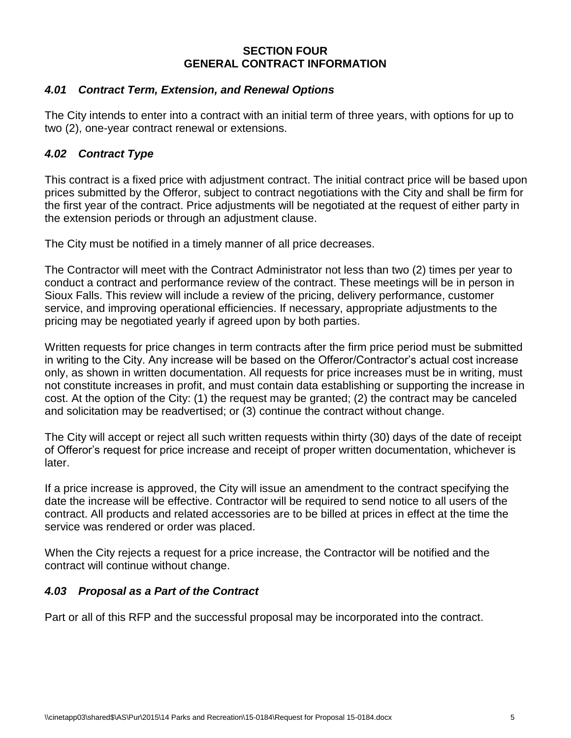# SECTION FOUR
# GENERAL CONTRACT INFORMATION

### *4.01 Contract Term, Extension, and Renewal Options*

The City intends to enter into a contract with an initial term of three years, with options for up to two (2), one-year contract renewal or extensions.

### *4.02 Contract Type*

This contract is a fixed price with adjustment contract. The initial contract price will be based upon prices submitted by the Offeror, subject to contract negotiations with the City and shall be firm for the first year of the contract. Price adjustments will be negotiated at the request of either party in the extension periods or through an adjustment clause.

The City must be notified in a timely manner of all price decreases.

The Contractor will meet with the Contract Administrator not less than two (2) times per year to conduct a contract and performance review of the contract. These meetings will be in person in Sioux Falls. This review will include a review of the pricing, delivery performance, customer service, and improving operational efficiencies. If necessary, appropriate adjustments to the pricing may be negotiated yearly if agreed upon by both parties.

Written requests for price changes in term contracts after the firm price period must be submitted in writing to the City. Any increase will be based on the Offeror/Contractor's actual cost increase only, as shown in written documentation. All requests for price increases must be in writing, must not constitute increases in profit, and must contain data establishing or supporting the increase in cost. At the option of the City: (1) the request may be granted; (2) the contract may be canceled and solicitation may be readvertised; or (3) continue the contract without change.

The City will accept or reject all such written requests within thirty (30) days of the date of receipt of Offeror's request for price increase and receipt of proper written documentation, whichever is later.

If a price increase is approved, the City will issue an amendment to the contract specifying the date the increase will be effective. Contractor will be required to send notice to all users of the contract. All products and related accessories are to be billed at prices in effect at the time the service was rendered or order was placed.

When the City rejects a request for a price increase, the Contractor will be notified and the contract will continue without change.

### *4.03 Proposal as a Part of the Contract*

Part or all of this RFP and the successful proposal may be incorporated into the contract.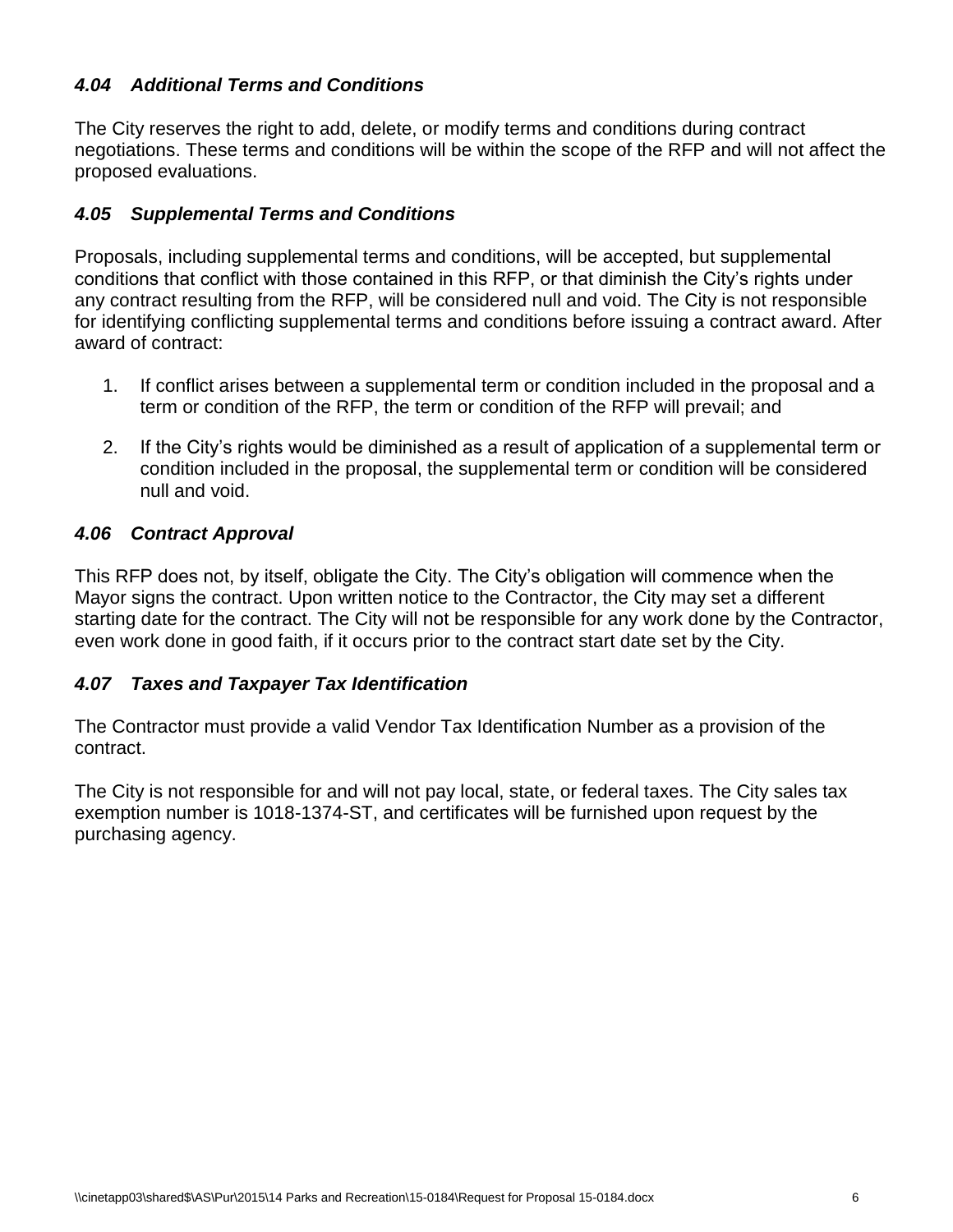### *4.04 Additional Terms and Conditions*

The City reserves the right to add, delete, or modify terms and conditions during contract negotiations. These terms and conditions will be within the scope of the RFP and will not affect the proposed evaluations.

### *4.05 Supplemental Terms and Conditions*

Proposals, including supplemental terms and conditions, will be accepted, but supplemental conditions that conflict with those contained in this RFP, or that diminish the City's rights under any contract resulting from the RFP, will be considered null and void. The City is not responsible for identifying conflicting supplemental terms and conditions before issuing a contract award. After award of contract:

1. If conflict arises between a supplemental term or condition included in the proposal and a term or condition of the RFP, the term or condition of the RFP will prevail; and
2. If the City's rights would be diminished as a result of application of a supplemental term or condition included in the proposal, the supplemental term or condition will be considered null and void.

### *4.06 Contract Approval*

This RFP does not, by itself, obligate the City. The City's obligation will commence when the Mayor signs the contract. Upon written notice to the Contractor, the City may set a different starting date for the contract. The City will not be responsible for any work done by the Contractor, even work done in good faith, if it occurs prior to the contract start date set by the City.

### *4.07 Taxes and Taxpayer Tax Identification*

The Contractor must provide a valid Vendor Tax Identification Number as a provision of the contract.

The City is not responsible for and will not pay local, state, or federal taxes. The City sales tax exemption number is 1018-1374-ST, and certificates will be furnished upon request by the purchasing agency.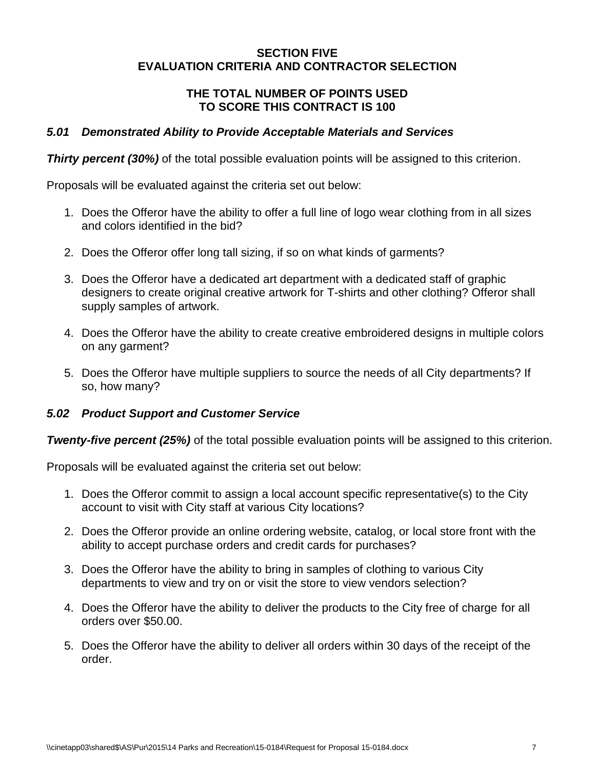# SECTION FIVE
# EVALUATION CRITERIA AND CONTRACTOR SELECTION

## THE TOTAL NUMBER OF POINTS USED TO SCORE THIS CONTRACT IS 100

### *5.01 Demonstrated Ability to Provide Acceptable Materials and Services*

***Thirty percent (30%)*** of the total possible evaluation points will be assigned to this criterion.

Proposals will be evaluated against the criteria set out below:

1. Does the Offeror have the ability to offer a full line of logo wear clothing from in all sizes and colors identified in the bid?
2. Does the Offeror offer long tall sizing, if so on what kinds of garments?
3. Does the Offeror have a dedicated art department with a dedicated staff of graphic designers to create original creative artwork for T-shirts and other clothing? Offeror shall supply samples of artwork.
4. Does the Offeror have the ability to create creative embroidered designs in multiple colors on any garment?
5. Does the Offeror have multiple suppliers to source the needs of all City departments? If so, how many?

### *5.02 Product Support and Customer Service*

***Twenty-five percent (25%)*** of the total possible evaluation points will be assigned to this criterion.

Proposals will be evaluated against the criteria set out below:

1. Does the Offeror commit to assign a local account specific representative(s) to the City account to visit with City staff at various City locations?
2. Does the Offeror provide an online ordering website, catalog, or local store front with the ability to accept purchase orders and credit cards for purchases?
3. Does the Offeror have the ability to bring in samples of clothing to various City departments to view and try on or visit the store to view vendors selection?
4. Does the Offeror have the ability to deliver the products to the City free of charge for all orders over $50.00.
5. Does the Offeror have the ability to deliver all orders within 30 days of the receipt of the order.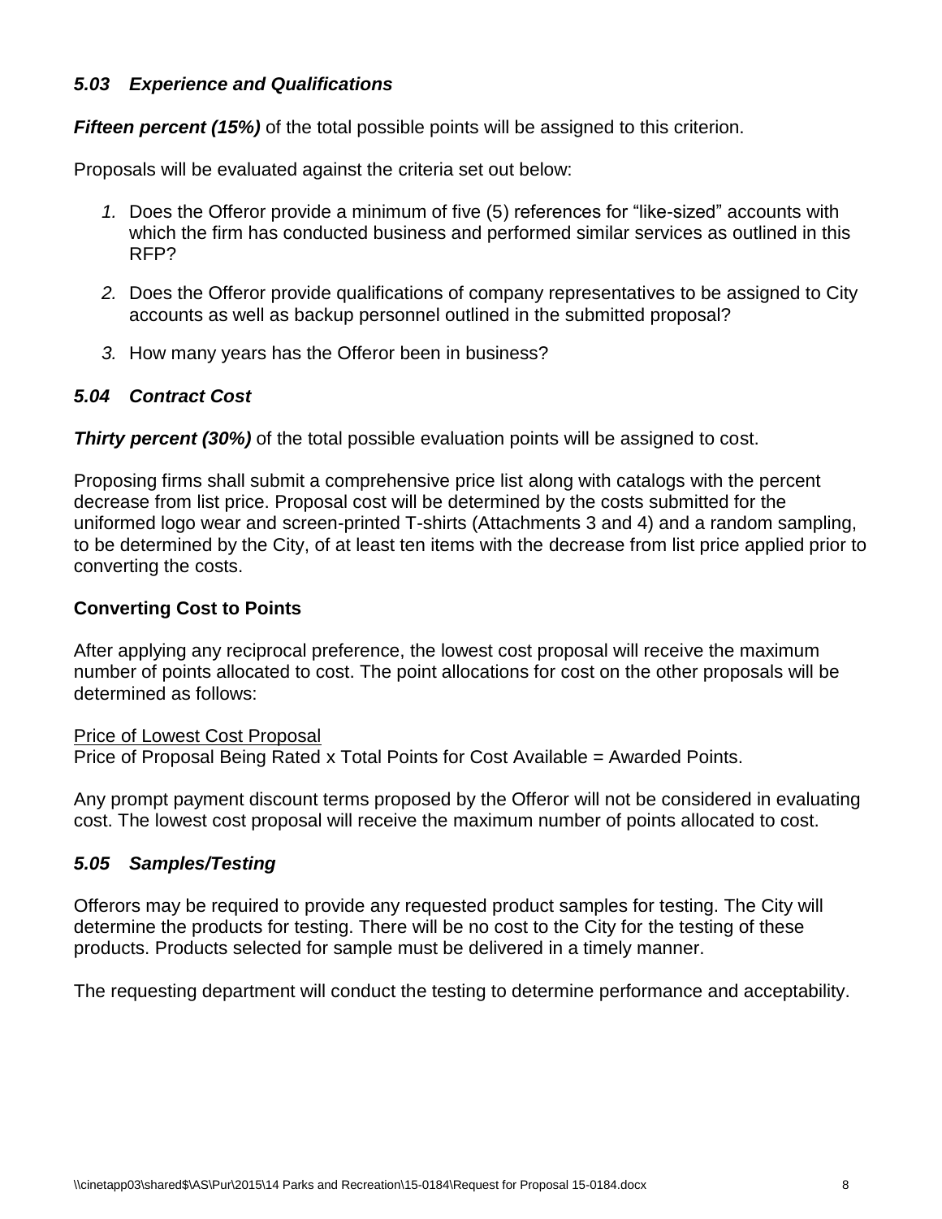### *5.03 Experience and Qualifications*

***Fifteen percent (15%)*** of the total possible points will be assigned to this criterion.

Proposals will be evaluated against the criteria set out below:

1. Does the Offeror provide a minimum of five (5) references for "like-sized" accounts with which the firm has conducted business and performed similar services as outlined in this RFP?
2. Does the Offeror provide qualifications of company representatives to be assigned to City accounts as well as backup personnel outlined in the submitted proposal?
3. How many years has the Offeror been in business?

### *5.04 Contract Cost*

***Thirty percent (30%)*** of the total possible evaluation points will be assigned to cost.

Proposing firms shall submit a comprehensive price list along with catalogs with the percent decrease from list price. Proposal cost will be determined by the costs submitted for the uniformed logo wear and screen-printed T-shirts (Attachments 3 and 4) and a random sampling, to be determined by the City, of at least ten items with the decrease from list price applied prior to converting the costs.

**Converting Cost to Points**

After applying any reciprocal preference, the lowest cost proposal will receive the maximum number of points allocated to cost. The point allocations for cost on the other proposals will be determined as follows:

<u>Price of Lowest Cost Proposal</u>
Price of Proposal Being Rated x Total Points for Cost Available = Awarded Points.

Any prompt payment discount terms proposed by the Offeror will not be considered in evaluating cost. The lowest cost proposal will receive the maximum number of points allocated to cost.

### *5.05 Samples/Testing*

Offerors may be required to provide any requested product samples for testing. The City will determine the products for testing. There will be no cost to the City for the testing of these products. Products selected for sample must be delivered in a timely manner.

The requesting department will conduct the testing to determine performance and acceptability.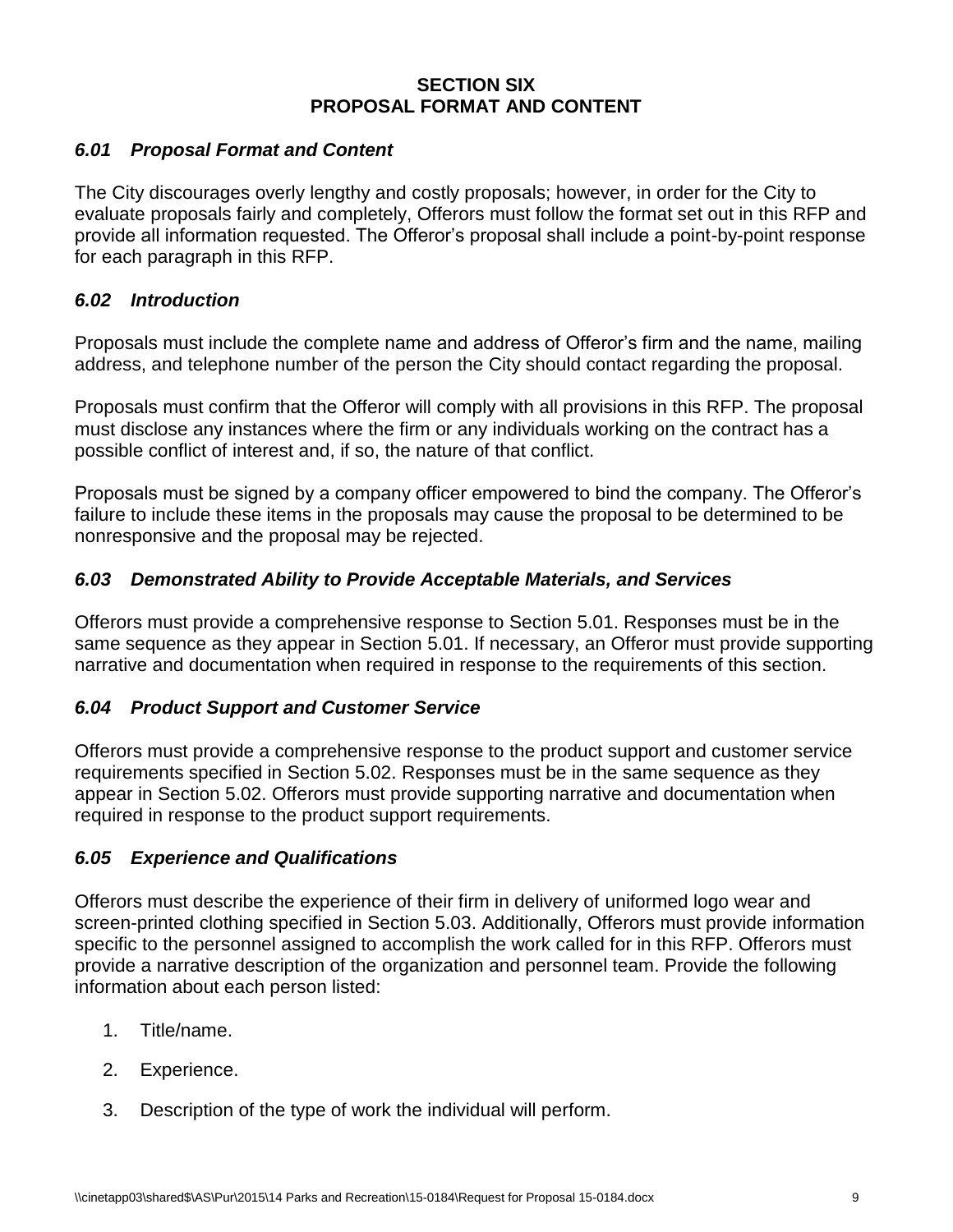## SECTION SIX
## PROPOSAL FORMAT AND CONTENT

### *6.01 Proposal Format and Content*

The City discourages overly lengthy and costly proposals; however, in order for the City to evaluate proposals fairly and completely, Offerors must follow the format set out in this RFP and provide all information requested. The Offeror's proposal shall include a point-by-point response for each paragraph in this RFP.

### *6.02 Introduction*

Proposals must include the complete name and address of Offeror's firm and the name, mailing address, and telephone number of the person the City should contact regarding the proposal.

Proposals must confirm that the Offeror will comply with all provisions in this RFP. The proposal must disclose any instances where the firm or any individuals working on the contract has a possible conflict of interest and, if so, the nature of that conflict.

Proposals must be signed by a company officer empowered to bind the company. The Offeror's failure to include these items in the proposals may cause the proposal to be determined to be nonresponsive and the proposal may be rejected.

### *6.03 Demonstrated Ability to Provide Acceptable Materials, and Services*

Offerors must provide a comprehensive response to Section 5.01. Responses must be in the same sequence as they appear in Section 5.01. If necessary, an Offeror must provide supporting narrative and documentation when required in response to the requirements of this section.

### *6.04 Product Support and Customer Service*

Offerors must provide a comprehensive response to the product support and customer service requirements specified in Section 5.02. Responses must be in the same sequence as they appear in Section 5.02. Offerors must provide supporting narrative and documentation when required in response to the product support requirements.

### *6.05 Experience and Qualifications*

Offerors must describe the experience of their firm in delivery of uniformed logo wear and screen-printed clothing specified in Section 5.03. Additionally, Offerors must provide information specific to the personnel assigned to accomplish the work called for in this RFP. Offerors must provide a narrative description of the organization and personnel team. Provide the following information about each person listed:

1. Title/name.
2. Experience.
3. Description of the type of work the individual will perform.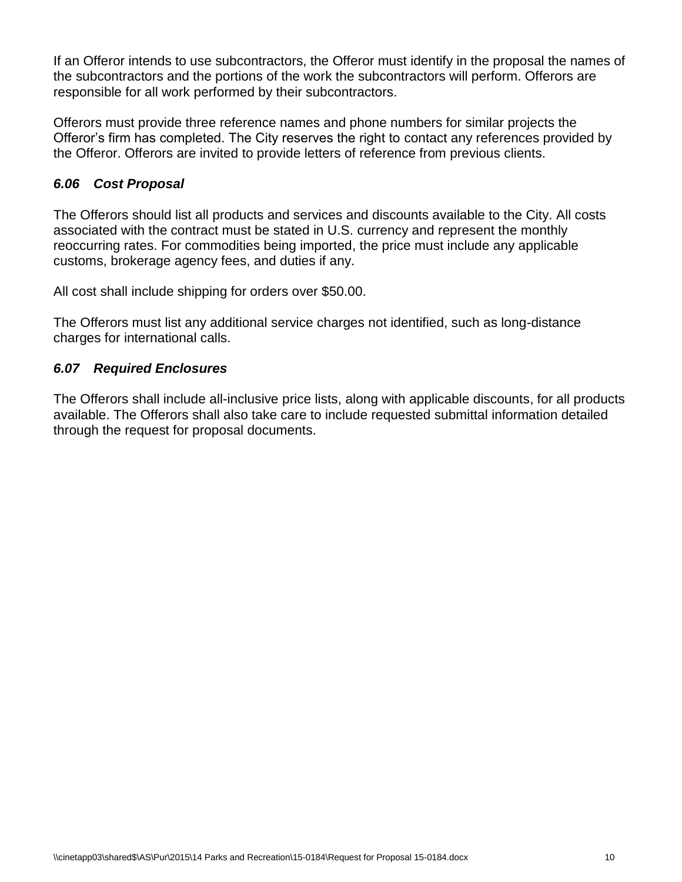If an Offeror intends to use subcontractors, the Offeror must identify in the proposal the names of the subcontractors and the portions of the work the subcontractors will perform. Offerors are responsible for all work performed by their subcontractors.

Offerors must provide three reference names and phone numbers for similar projects the Offeror's firm has completed. The City reserves the right to contact any references provided by the Offeror. Offerors are invited to provide letters of reference from previous clients.

### *6.06 Cost Proposal*

The Offerors should list all products and services and discounts available to the City. All costs associated with the contract must be stated in U.S. currency and represent the monthly reoccurring rates. For commodities being imported, the price must include any applicable customs, brokerage agency fees, and duties if any.

All cost shall include shipping for orders over $50.00.

The Offerors must list any additional service charges not identified, such as long-distance charges for international calls.

### *6.07 Required Enclosures*

The Offerors shall include all-inclusive price lists, along with applicable discounts, for all products available. The Offerors shall also take care to include requested submittal information detailed through the request for proposal documents.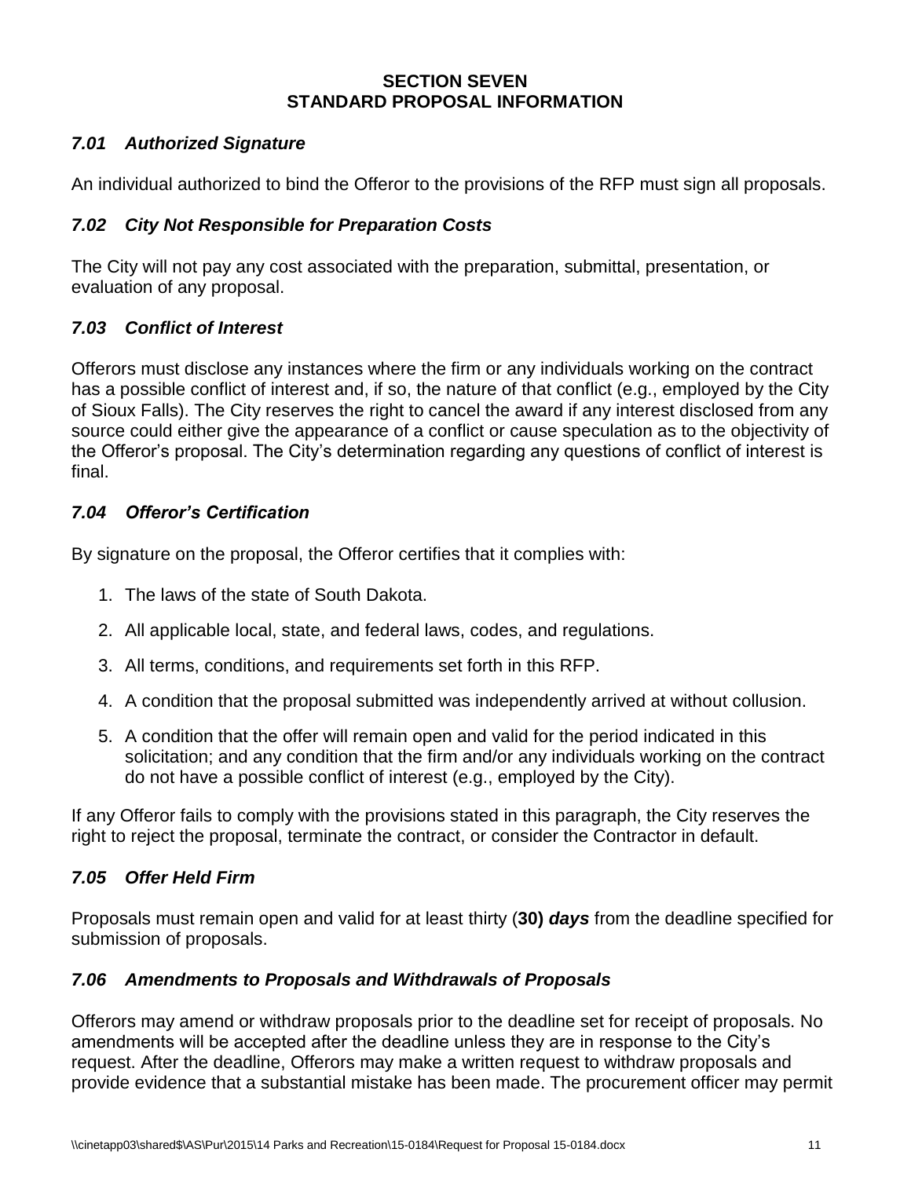# SECTION SEVEN
# STANDARD PROPOSAL INFORMATION

### *7.01 Authorized Signature*

An individual authorized to bind the Offeror to the provisions of the RFP must sign all proposals.

### *7.02 City Not Responsible for Preparation Costs*

The City will not pay any cost associated with the preparation, submittal, presentation, or evaluation of any proposal.

### *7.03 Conflict of Interest*

Offerors must disclose any instances where the firm or any individuals working on the contract has a possible conflict of interest and, if so, the nature of that conflict (e.g., employed by the City of Sioux Falls). The City reserves the right to cancel the award if any interest disclosed from any source could either give the appearance of a conflict or cause speculation as to the objectivity of the Offeror's proposal. The City's determination regarding any questions of conflict of interest is final.

### *7.04 Offeror's Certification*

By signature on the proposal, the Offeror certifies that it complies with:

1. The laws of the state of South Dakota.
2. All applicable local, state, and federal laws, codes, and regulations.
3. All terms, conditions, and requirements set forth in this RFP.
4. A condition that the proposal submitted was independently arrived at without collusion.
5. A condition that the offer will remain open and valid for the period indicated in this solicitation; and any condition that the firm and/or any individuals working on the contract do not have a possible conflict of interest (e.g., employed by the City).

If any Offeror fails to comply with the provisions stated in this paragraph, the City reserves the right to reject the proposal, terminate the contract, or consider the Contractor in default.

### *7.05 Offer Held Firm*

Proposals must remain open and valid for at least thirty (**30)** ***days*** from the deadline specified for submission of proposals.

### *7.06 Amendments to Proposals and Withdrawals of Proposals*

Offerors may amend or withdraw proposals prior to the deadline set for receipt of proposals. No amendments will be accepted after the deadline unless they are in response to the City's request. After the deadline, Offerors may make a written request to withdraw proposals and provide evidence that a substantial mistake has been made. The procurement officer may permit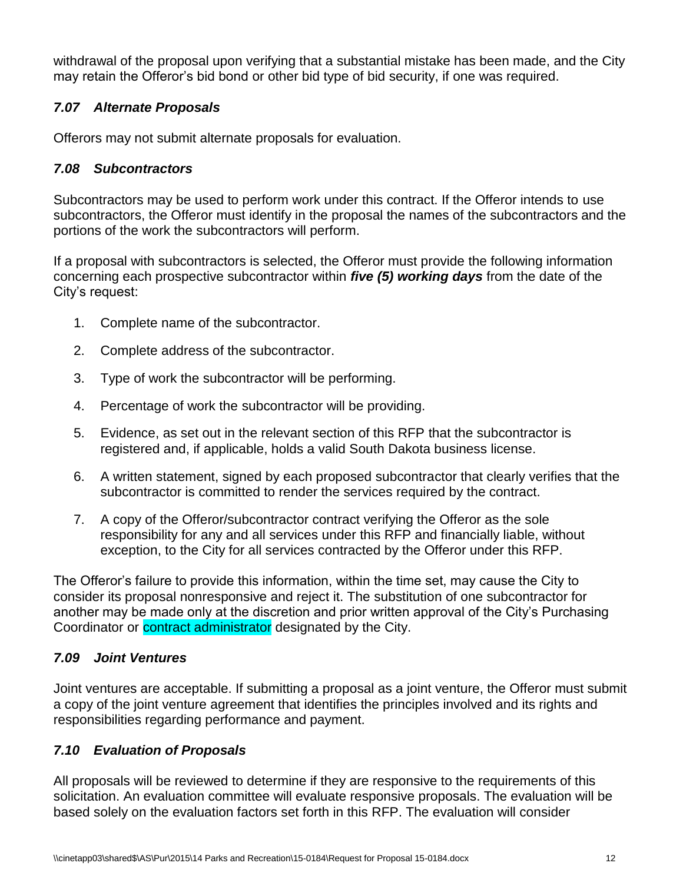withdrawal of the proposal upon verifying that a substantial mistake has been made, and the City may retain the Offeror's bid bond or other bid type of bid security, if one was required.

### *7.07 Alternate Proposals*

Offerors may not submit alternate proposals for evaluation.

### *7.08 Subcontractors*

Subcontractors may be used to perform work under this contract. If the Offeror intends to use subcontractors, the Offeror must identify in the proposal the names of the subcontractors and the portions of the work the subcontractors will perform.

If a proposal with subcontractors is selected, the Offeror must provide the following information concerning each prospective subcontractor within ***five (5) working days*** from the date of the City's request:

1. Complete name of the subcontractor.
2. Complete address of the subcontractor.
3. Type of work the subcontractor will be performing.
4. Percentage of work the subcontractor will be providing.
5. Evidence, as set out in the relevant section of this RFP that the subcontractor is registered and, if applicable, holds a valid South Dakota business license.
6. A written statement, signed by each proposed subcontractor that clearly verifies that the subcontractor is committed to render the services required by the contract.
7. A copy of the Offeror/subcontractor contract verifying the Offeror as the sole responsibility for any and all services under this RFP and financially liable, without exception, to the City for all services contracted by the Offeror under this RFP.

The Offeror's failure to provide this information, within the time set, may cause the City to consider its proposal nonresponsive and reject it. The substitution of one subcontractor for another may be made only at the discretion and prior written approval of the City's Purchasing Coordinator or contract administrator designated by the City.

### *7.09 Joint Ventures*

Joint ventures are acceptable. If submitting a proposal as a joint venture, the Offeror must submit a copy of the joint venture agreement that identifies the principles involved and its rights and responsibilities regarding performance and payment.

### *7.10 Evaluation of Proposals*

All proposals will be reviewed to determine if they are responsive to the requirements of this solicitation. An evaluation committee will evaluate responsive proposals. The evaluation will be based solely on the evaluation factors set forth in this RFP. The evaluation will consider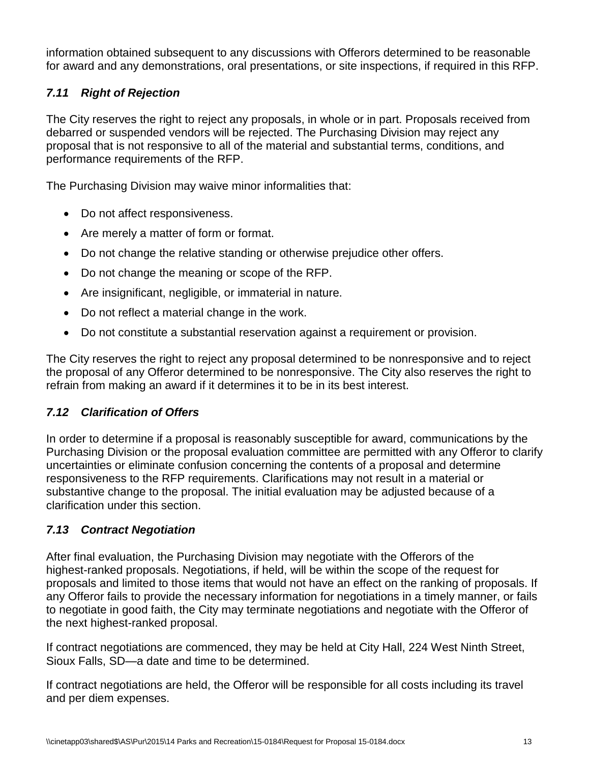information obtained subsequent to any discussions with Offerors determined to be reasonable for award and any demonstrations, oral presentations, or site inspections, if required in this RFP.

### *7.11 Right of Rejection*

The City reserves the right to reject any proposals, in whole or in part. Proposals received from debarred or suspended vendors will be rejected. The Purchasing Division may reject any proposal that is not responsive to all of the material and substantial terms, conditions, and performance requirements of the RFP.

The Purchasing Division may waive minor informalities that:

- Do not affect responsiveness.
- Are merely a matter of form or format.
- Do not change the relative standing or otherwise prejudice other offers.
- Do not change the meaning or scope of the RFP.
- Are insignificant, negligible, or immaterial in nature.
- Do not reflect a material change in the work.
- Do not constitute a substantial reservation against a requirement or provision.

The City reserves the right to reject any proposal determined to be nonresponsive and to reject the proposal of any Offeror determined to be nonresponsive. The City also reserves the right to refrain from making an award if it determines it to be in its best interest.

### *7.12 Clarification of Offers*

In order to determine if a proposal is reasonably susceptible for award, communications by the Purchasing Division or the proposal evaluation committee are permitted with any Offeror to clarify uncertainties or eliminate confusion concerning the contents of a proposal and determine responsiveness to the RFP requirements. Clarifications may not result in a material or substantive change to the proposal. The initial evaluation may be adjusted because of a clarification under this section.

### *7.13 Contract Negotiation*

After final evaluation, the Purchasing Division may negotiate with the Offerors of the highest-ranked proposals. Negotiations, if held, will be within the scope of the request for proposals and limited to those items that would not have an effect on the ranking of proposals. If any Offeror fails to provide the necessary information for negotiations in a timely manner, or fails to negotiate in good faith, the City may terminate negotiations and negotiate with the Offeror of the next highest-ranked proposal.

If contract negotiations are commenced, they may be held at City Hall, 224 West Ninth Street, Sioux Falls, SD—a date and time to be determined.

If contract negotiations are held, the Offeror will be responsible for all costs including its travel and per diem expenses.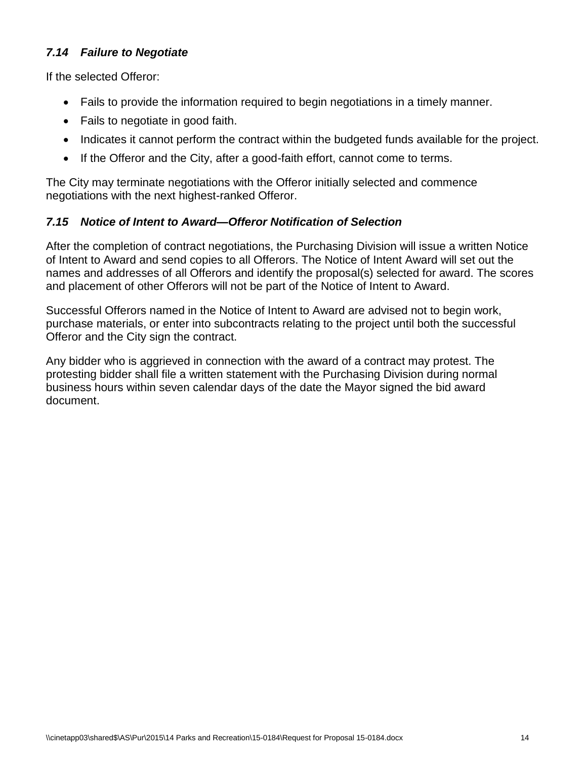### *7.14 Failure to Negotiate*

If the selected Offeror:

- Fails to provide the information required to begin negotiations in a timely manner.
- Fails to negotiate in good faith.
- Indicates it cannot perform the contract within the budgeted funds available for the project.
- If the Offeror and the City, after a good-faith effort, cannot come to terms.

The City may terminate negotiations with the Offeror initially selected and commence negotiations with the next highest-ranked Offeror.

### *7.15 Notice of Intent to Award—Offeror Notification of Selection*

After the completion of contract negotiations, the Purchasing Division will issue a written Notice of Intent to Award and send copies to all Offerors. The Notice of Intent Award will set out the names and addresses of all Offerors and identify the proposal(s) selected for award. The scores and placement of other Offerors will not be part of the Notice of Intent to Award.

Successful Offerors named in the Notice of Intent to Award are advised not to begin work, purchase materials, or enter into subcontracts relating to the project until both the successful Offeror and the City sign the contract.

Any bidder who is aggrieved in connection with the award of a contract may protest. The protesting bidder shall file a written statement with the Purchasing Division during normal business hours within seven calendar days of the date the Mayor signed the bid award document.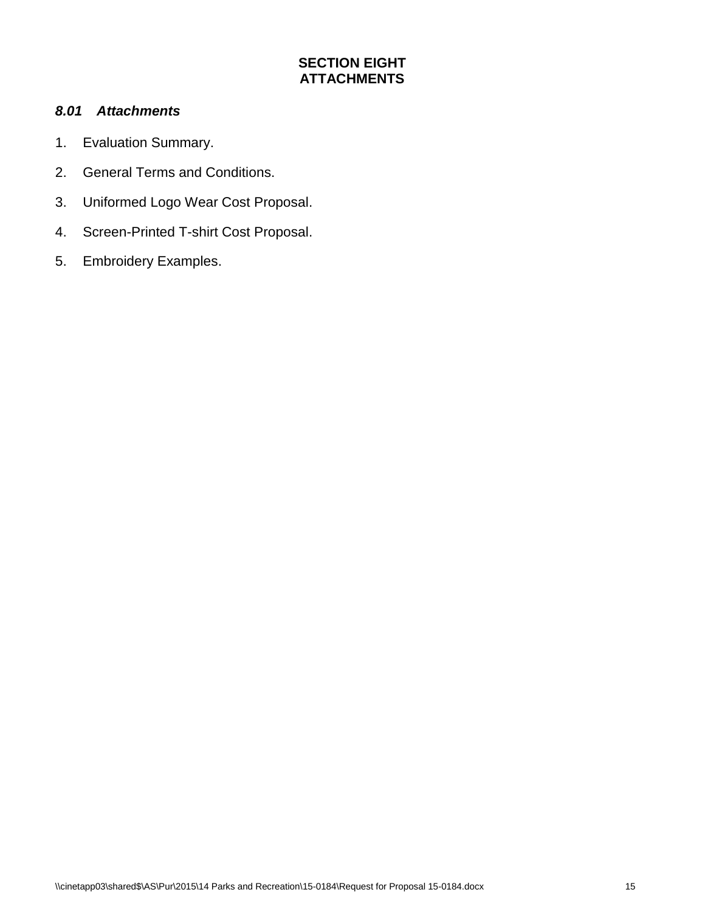# SECTION EIGHT
# ATTACHMENTS

### *8.01 Attachments*

1. Evaluation Summary.
2. General Terms and Conditions.
3. Uniformed Logo Wear Cost Proposal.
4. Screen-Printed T-shirt Cost Proposal.
5. Embroidery Examples.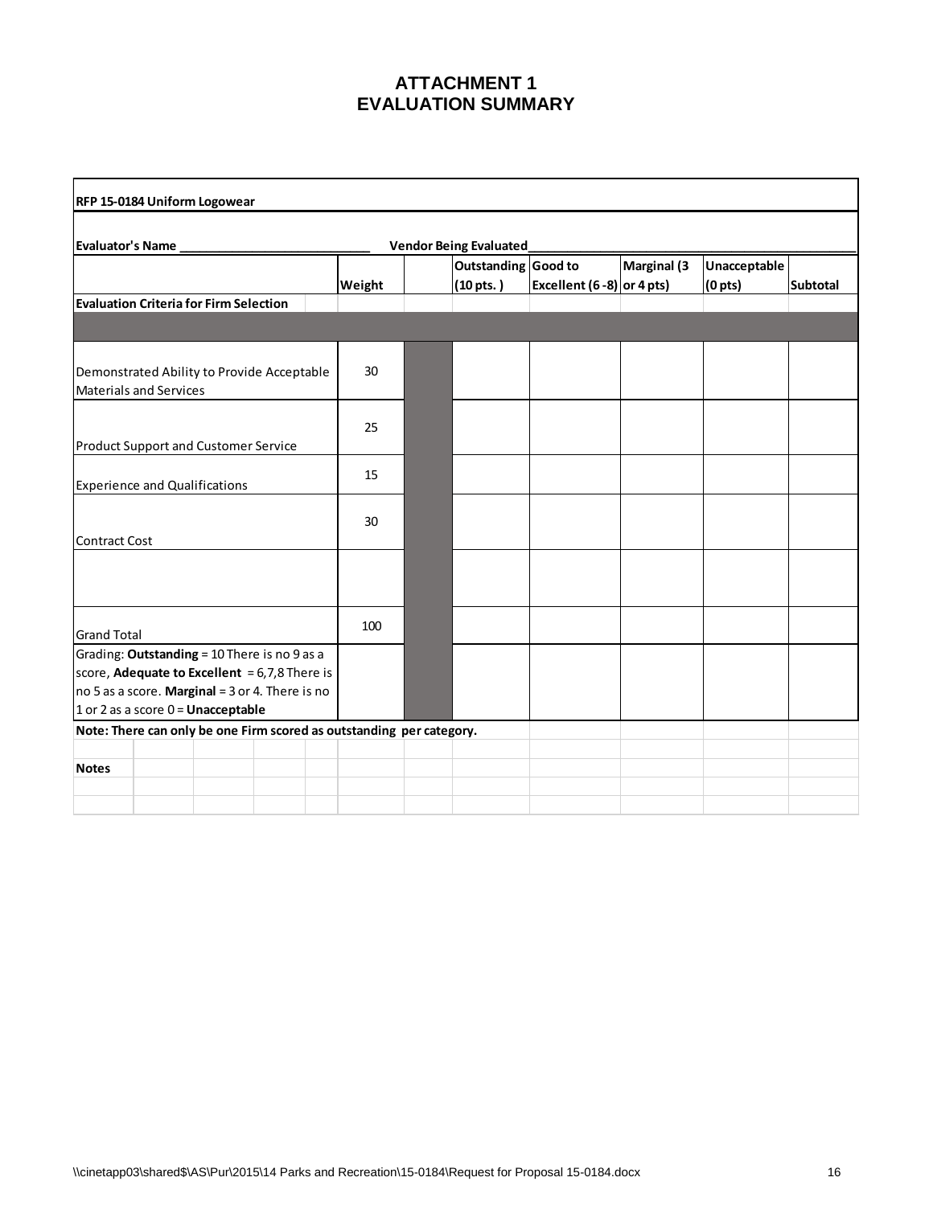# ATTACHMENT 1
# EVALUATION SUMMARY

**RFP 15-0184 Uniform Logowear**

**Evaluator's Name** \_\_\_\_\_\_\_\_\_\_\_\_\_\_\_\_\_\_\_\_\_\_\_\_\_\_\_\_ **Vendor Being Evaluated**\_\_\_\_\_\_\_\_\_\_\_\_\_\_\_\_\_\_\_\_\_\_\_\_\_\_\_\_

| | Weight | | Outstanding (10 pts.) | Good to Excellent (6 -8) | Marginal (3 or 4 pts) | Unacceptable (0 pts) | Subtotal |
|---|---|---|---|---|---|---|---|
| **Evaluation Criteria for Firm Selection** | | | | | | | |
| | | | | | | | |
| Demonstrated Ability to Provide Acceptable Materials and Services | 30 | | | | | | |
| Product Support and Customer Service | 25 | | | | | | |
| Experience and Qualifications | 15 | | | | | | |
| Contract Cost | 30 | | | | | | |
| | | | | | | | |
| Grand Total | 100 | | | | | | |
| Grading: **Outstanding** = 10 There is no 9 as a score, **Adequate to Excellent** = 6,7,8 There is no 5 as a score. **Marginal** = 3 or 4. There is no 1 or 2 as a score 0 = **Unacceptable** | | | | | | | |

**Note: There can only be one Firm scored as outstanding per category.**

**Notes**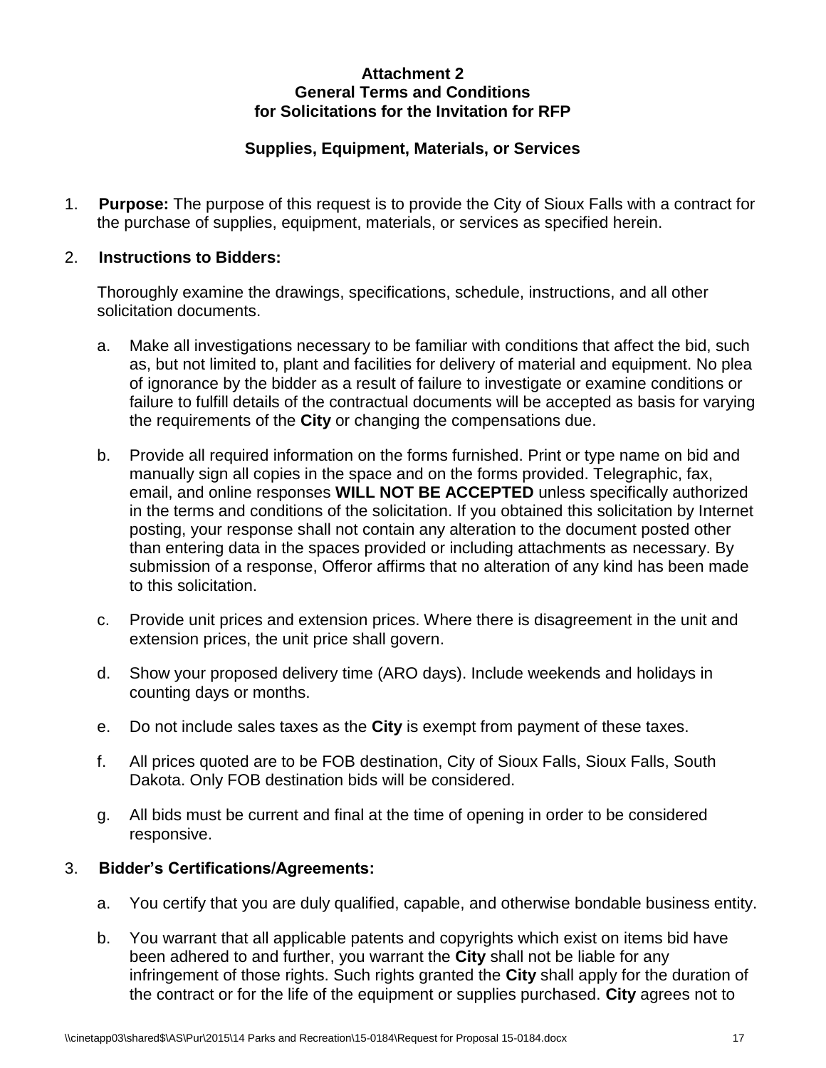**Attachment 2**
**General Terms and Conditions**
**for Solicitations for the Invitation for RFP**

**Supplies, Equipment, Materials, or Services**

1. **Purpose:** The purpose of this request is to provide the City of Sioux Falls with a contract for the purchase of supplies, equipment, materials, or services as specified herein.

2. **Instructions to Bidders:**

   Thoroughly examine the drawings, specifications, schedule, instructions, and all other solicitation documents.

   a. Make all investigations necessary to be familiar with conditions that affect the bid, such as, but not limited to, plant and facilities for delivery of material and equipment. No plea of ignorance by the bidder as a result of failure to investigate or examine conditions or failure to fulfill details of the contractual documents will be accepted as basis for varying the requirements of the **City** or changing the compensations due.

   b. Provide all required information on the forms furnished. Print or type name on bid and manually sign all copies in the space and on the forms provided. Telegraphic, fax, email, and online responses **WILL NOT BE ACCEPTED** unless specifically authorized in the terms and conditions of the solicitation. If you obtained this solicitation by Internet posting, your response shall not contain any alteration to the document posted other than entering data in the spaces provided or including attachments as necessary. By submission of a response, Offeror affirms that no alteration of any kind has been made to this solicitation.

   c. Provide unit prices and extension prices. Where there is disagreement in the unit and extension prices, the unit price shall govern.

   d. Show your proposed delivery time (ARO days). Include weekends and holidays in counting days or months.

   e. Do not include sales taxes as the **City** is exempt from payment of these taxes.

   f. All prices quoted are to be FOB destination, City of Sioux Falls, Sioux Falls, South Dakota. Only FOB destination bids will be considered.

   g. All bids must be current and final at the time of opening in order to be considered responsive.

3. **Bidder's Certifications/Agreements:**

   a. You certify that you are duly qualified, capable, and otherwise bondable business entity.

   b. You warrant that all applicable patents and copyrights which exist on items bid have been adhered to and further, you warrant the **City** shall not be liable for any infringement of those rights. Such rights granted the **City** shall apply for the duration of the contract or for the life of the equipment or supplies purchased. **City** agrees not to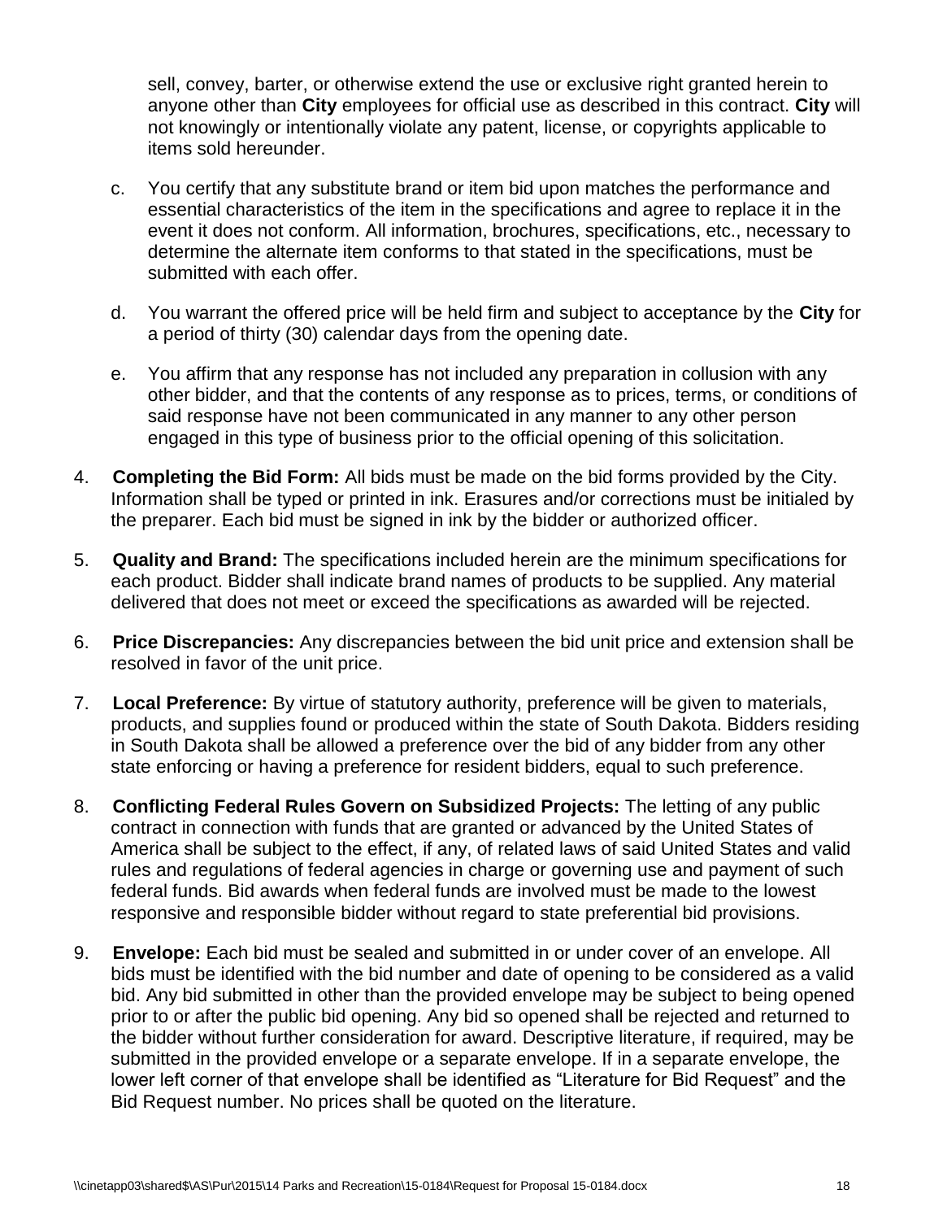sell, convey, barter, or otherwise extend the use or exclusive right granted herein to anyone other than **City** employees for official use as described in this contract. **City** will not knowingly or intentionally violate any patent, license, or copyrights applicable to items sold hereunder.

c. You certify that any substitute brand or item bid upon matches the performance and essential characteristics of the item in the specifications and agree to replace it in the event it does not conform. All information, brochures, specifications, etc., necessary to determine the alternate item conforms to that stated in the specifications, must be submitted with each offer.

d. You warrant the offered price will be held firm and subject to acceptance by the **City** for a period of thirty (30) calendar days from the opening date.

e. You affirm that any response has not included any preparation in collusion with any other bidder, and that the contents of any response as to prices, terms, or conditions of said response have not been communicated in any manner to any other person engaged in this type of business prior to the official opening of this solicitation.

4. **Completing the Bid Form:** All bids must be made on the bid forms provided by the City. Information shall be typed or printed in ink. Erasures and/or corrections must be initialed by the preparer. Each bid must be signed in ink by the bidder or authorized officer.

5. **Quality and Brand:** The specifications included herein are the minimum specifications for each product. Bidder shall indicate brand names of products to be supplied. Any material delivered that does not meet or exceed the specifications as awarded will be rejected.

6. **Price Discrepancies:** Any discrepancies between the bid unit price and extension shall be resolved in favor of the unit price.

7. **Local Preference:** By virtue of statutory authority, preference will be given to materials, products, and supplies found or produced within the state of South Dakota. Bidders residing in South Dakota shall be allowed a preference over the bid of any bidder from any other state enforcing or having a preference for resident bidders, equal to such preference.

8. **Conflicting Federal Rules Govern on Subsidized Projects:** The letting of any public contract in connection with funds that are granted or advanced by the United States of America shall be subject to the effect, if any, of related laws of said United States and valid rules and regulations of federal agencies in charge or governing use and payment of such federal funds. Bid awards when federal funds are involved must be made to the lowest responsive and responsible bidder without regard to state preferential bid provisions.

9. **Envelope:** Each bid must be sealed and submitted in or under cover of an envelope. All bids must be identified with the bid number and date of opening to be considered as a valid bid. Any bid submitted in other than the provided envelope may be subject to being opened prior to or after the public bid opening. Any bid so opened shall be rejected and returned to the bidder without further consideration for award. Descriptive literature, if required, may be submitted in the provided envelope or a separate envelope. If in a separate envelope, the lower left corner of that envelope shall be identified as "Literature for Bid Request" and the Bid Request number. No prices shall be quoted on the literature.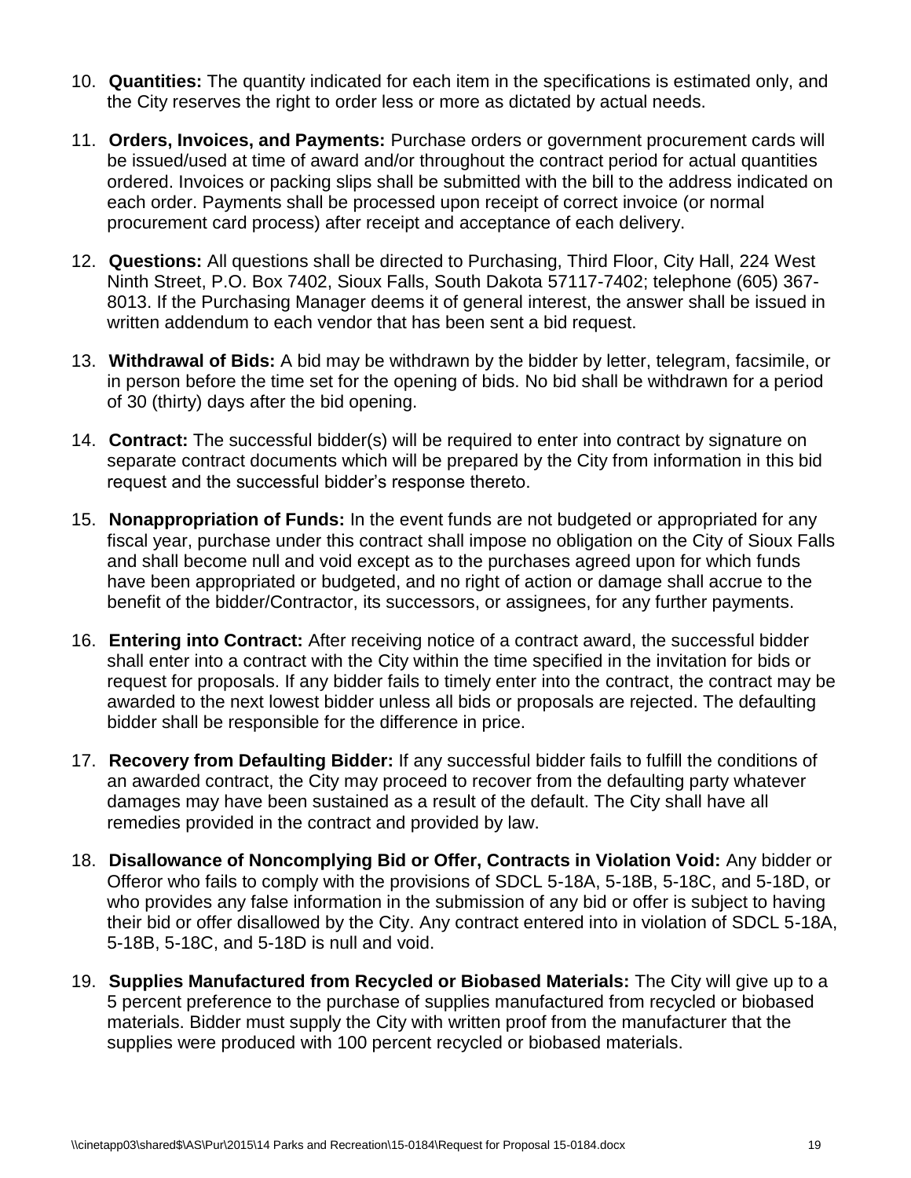10. **Quantities:** The quantity indicated for each item in the specifications is estimated only, and the City reserves the right to order less or more as dictated by actual needs.

11. **Orders, Invoices, and Payments:** Purchase orders or government procurement cards will be issued/used at time of award and/or throughout the contract period for actual quantities ordered. Invoices or packing slips shall be submitted with the bill to the address indicated on each order. Payments shall be processed upon receipt of correct invoice (or normal procurement card process) after receipt and acceptance of each delivery.

12. **Questions:** All questions shall be directed to Purchasing, Third Floor, City Hall, 224 West Ninth Street, P.O. Box 7402, Sioux Falls, South Dakota 57117-7402; telephone (605) 367-8013. If the Purchasing Manager deems it of general interest, the answer shall be issued in written addendum to each vendor that has been sent a bid request.

13. **Withdrawal of Bids:** A bid may be withdrawn by the bidder by letter, telegram, facsimile, or in person before the time set for the opening of bids. No bid shall be withdrawn for a period of 30 (thirty) days after the bid opening.

14. **Contract:** The successful bidder(s) will be required to enter into contract by signature on separate contract documents which will be prepared by the City from information in this bid request and the successful bidder's response thereto.

15. **Nonappropriation of Funds:** In the event funds are not budgeted or appropriated for any fiscal year, purchase under this contract shall impose no obligation on the City of Sioux Falls and shall become null and void except as to the purchases agreed upon for which funds have been appropriated or budgeted, and no right of action or damage shall accrue to the benefit of the bidder/Contractor, its successors, or assignees, for any further payments.

16. **Entering into Contract:** After receiving notice of a contract award, the successful bidder shall enter into a contract with the City within the time specified in the invitation for bids or request for proposals. If any bidder fails to timely enter into the contract, the contract may be awarded to the next lowest bidder unless all bids or proposals are rejected. The defaulting bidder shall be responsible for the difference in price.

17. **Recovery from Defaulting Bidder:** If any successful bidder fails to fulfill the conditions of an awarded contract, the City may proceed to recover from the defaulting party whatever damages may have been sustained as a result of the default. The City shall have all remedies provided in the contract and provided by law.

18. **Disallowance of Noncomplying Bid or Offer, Contracts in Violation Void:** Any bidder or Offeror who fails to comply with the provisions of SDCL 5-18A, 5-18B, 5-18C, and 5-18D, or who provides any false information in the submission of any bid or offer is subject to having their bid or offer disallowed by the City. Any contract entered into in violation of SDCL 5-18A, 5-18B, 5-18C, and 5-18D is null and void.

19. **Supplies Manufactured from Recycled or Biobased Materials:** The City will give up to a 5 percent preference to the purchase of supplies manufactured from recycled or biobased materials. Bidder must supply the City with written proof from the manufacturer that the supplies were produced with 100 percent recycled or biobased materials.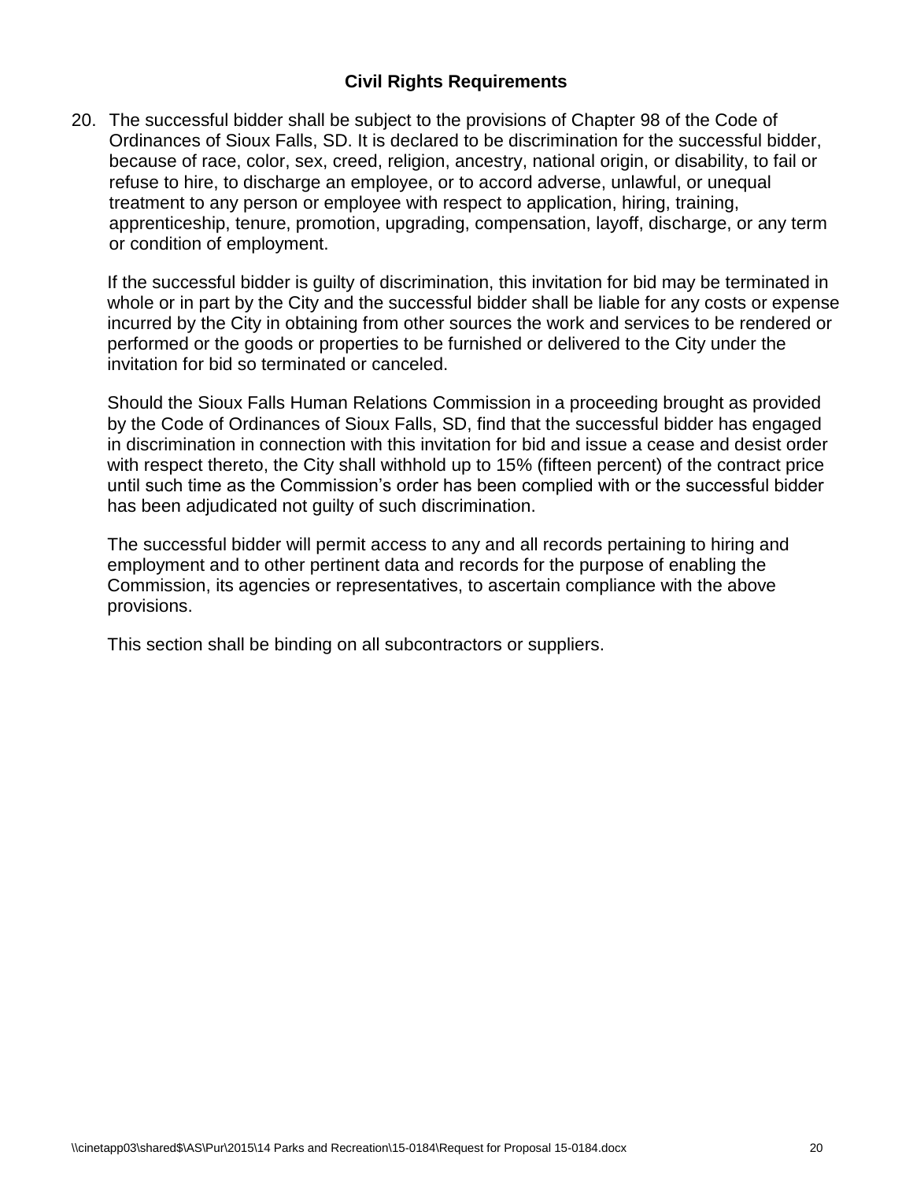## Civil Rights Requirements

20. The successful bidder shall be subject to the provisions of Chapter 98 of the Code of Ordinances of Sioux Falls, SD. It is declared to be discrimination for the successful bidder, because of race, color, sex, creed, religion, ancestry, national origin, or disability, to fail or refuse to hire, to discharge an employee, or to accord adverse, unlawful, or unequal treatment to any person or employee with respect to application, hiring, training, apprenticeship, tenure, promotion, upgrading, compensation, layoff, discharge, or any term or condition of employment.

    If the successful bidder is guilty of discrimination, this invitation for bid may be terminated in whole or in part by the City and the successful bidder shall be liable for any costs or expense incurred by the City in obtaining from other sources the work and services to be rendered or performed or the goods or properties to be furnished or delivered to the City under the invitation for bid so terminated or canceled.

    Should the Sioux Falls Human Relations Commission in a proceeding brought as provided by the Code of Ordinances of Sioux Falls, SD, find that the successful bidder has engaged in discrimination in connection with this invitation for bid and issue a cease and desist order with respect thereto, the City shall withhold up to 15% (fifteen percent) of the contract price until such time as the Commission's order has been complied with or the successful bidder has been adjudicated not guilty of such discrimination.

    The successful bidder will permit access to any and all records pertaining to hiring and employment and to other pertinent data and records for the purpose of enabling the Commission, its agencies or representatives, to ascertain compliance with the above provisions.

    This section shall be binding on all subcontractors or suppliers.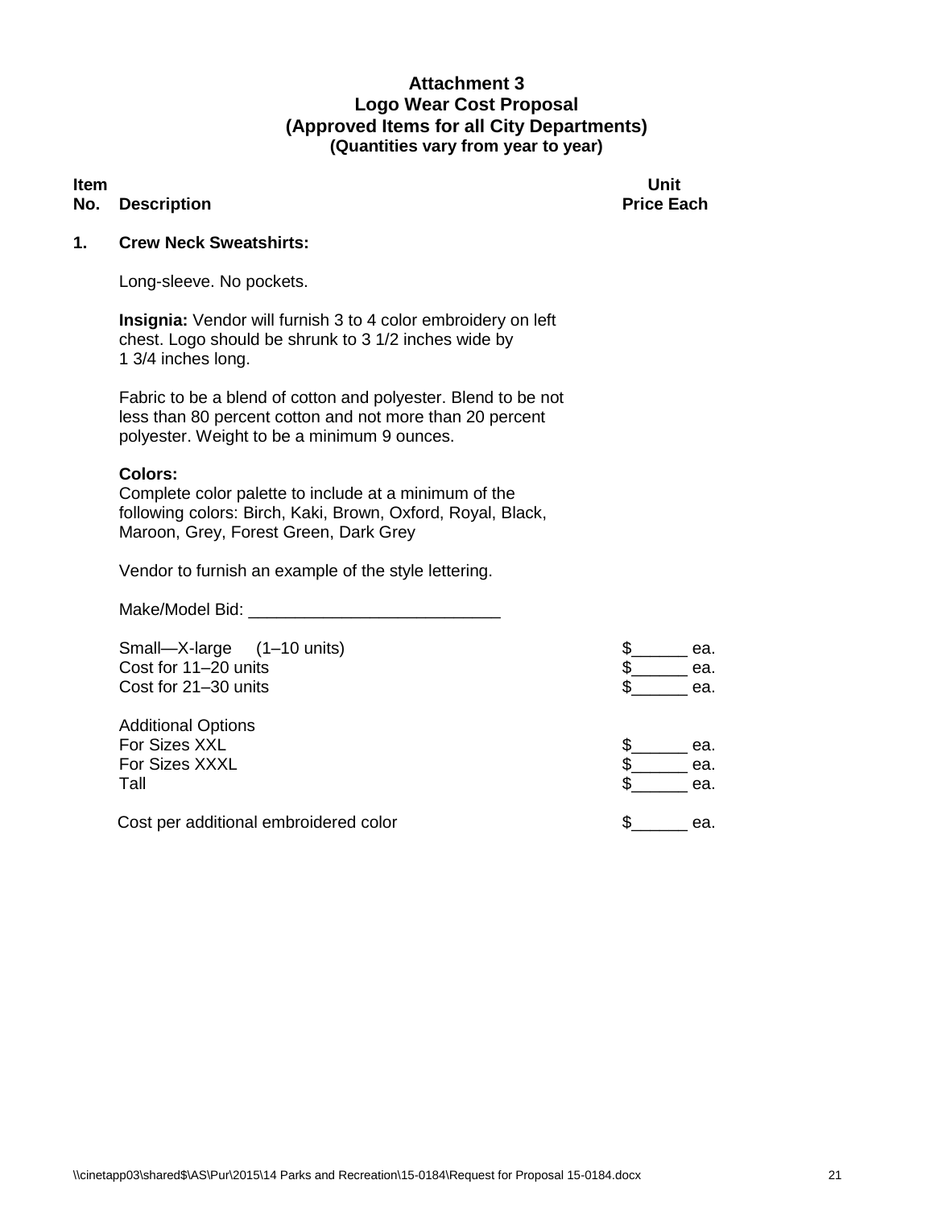**Attachment 3**
**Logo Wear Cost Proposal**
**(Approved Items for all City Departments)**
**(Quantities vary from year to year)**

| Item No. | Description | Unit Price Each |
|---|---|---|
| **1.** | **Crew Neck Sweatshirts:** | |

Long-sleeve. No pockets.

**Insignia:** Vendor will furnish 3 to 4 color embroidery on left chest. Logo should be shrunk to 3 1/2 inches wide by 1 3/4 inches long.

Fabric to be a blend of cotton and polyester. Blend to be not less than 80 percent cotton and not more than 20 percent polyester. Weight to be a minimum 9 ounces.

**Colors:**
Complete color palette to include at a minimum of the following colors: Birch, Kaki, Brown, Oxford, Royal, Black, Maroon, Grey, Forest Green, Dark Grey

Vendor to furnish an example of the style lettering.

Make/Model Bid: ___________________________

| | |
|---|---|
| Small—X-large (1–10 units) | $______ ea. |
| Cost for 11–20 units | $______ ea. |
| Cost for 21–30 units | $______ ea. |
| | |
| Additional Options | |
| For Sizes XXL | $______ ea. |
| For Sizes XXXL | $______ ea. |
| Tall | $______ ea. |
| | |
| Cost per additional embroidered color | $______ ea. |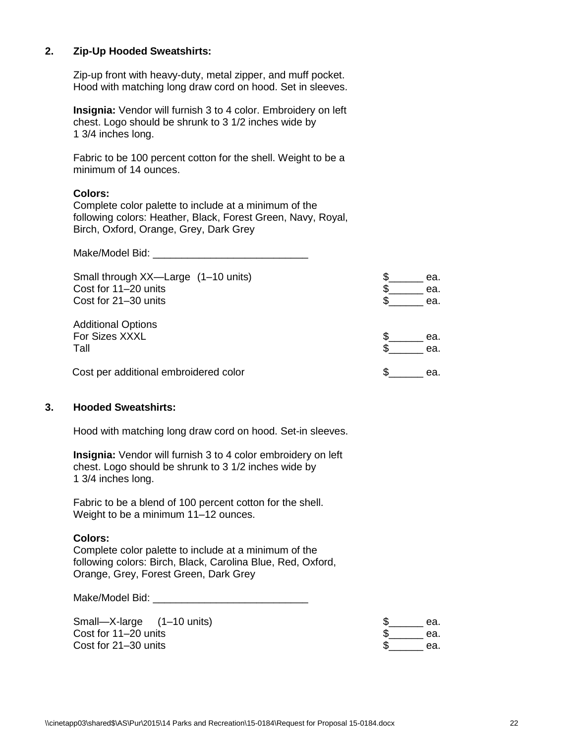**2. Zip-Up Hooded Sweatshirts:**

Zip-up front with heavy-duty, metal zipper, and muff pocket. Hood with matching long draw cord on hood. Set in sleeves.

**Insignia:** Vendor will furnish 3 to 4 color. Embroidery on left chest. Logo should be shrunk to 3 1/2 inches wide by 1 3/4 inches long.

Fabric to be 100 percent cotton for the shell. Weight to be a minimum of 14 ounces.

**Colors:**
Complete color palette to include at a minimum of the following colors: Heather, Black, Forest Green, Navy, Royal, Birch, Oxford, Orange, Grey, Dark Grey

Make/Model Bid: ___________________________

| | |
|---|---|
| Small through XX—Large (1–10 units) | $______ ea. |
| Cost for 11–20 units | $______ ea. |
| Cost for 21–30 units | $______ ea. |
| | |
| Additional Options | |
| For Sizes XXXL | $______ ea. |
| Tall | $______ ea. |
| | |
| Cost per additional embroidered color | $______ ea. |

**3. Hooded Sweatshirts:**

Hood with matching long draw cord on hood. Set-in sleeves.

**Insignia:** Vendor will furnish 3 to 4 color embroidery on left chest. Logo should be shrunk to 3 1/2 inches wide by 1 3/4 inches long.

Fabric to be a blend of 100 percent cotton for the shell. Weight to be a minimum 11–12 ounces.

**Colors:**
Complete color palette to include at a minimum of the following colors: Birch, Black, Carolina Blue, Red, Oxford, Orange, Grey, Forest Green, Dark Grey

Make/Model Bid: ___________________________

| | |
|---|---|
| Small—X-large (1–10 units) | $______ ea. |
| Cost for 11–20 units | $______ ea. |
| Cost for 21–30 units | $______ ea. |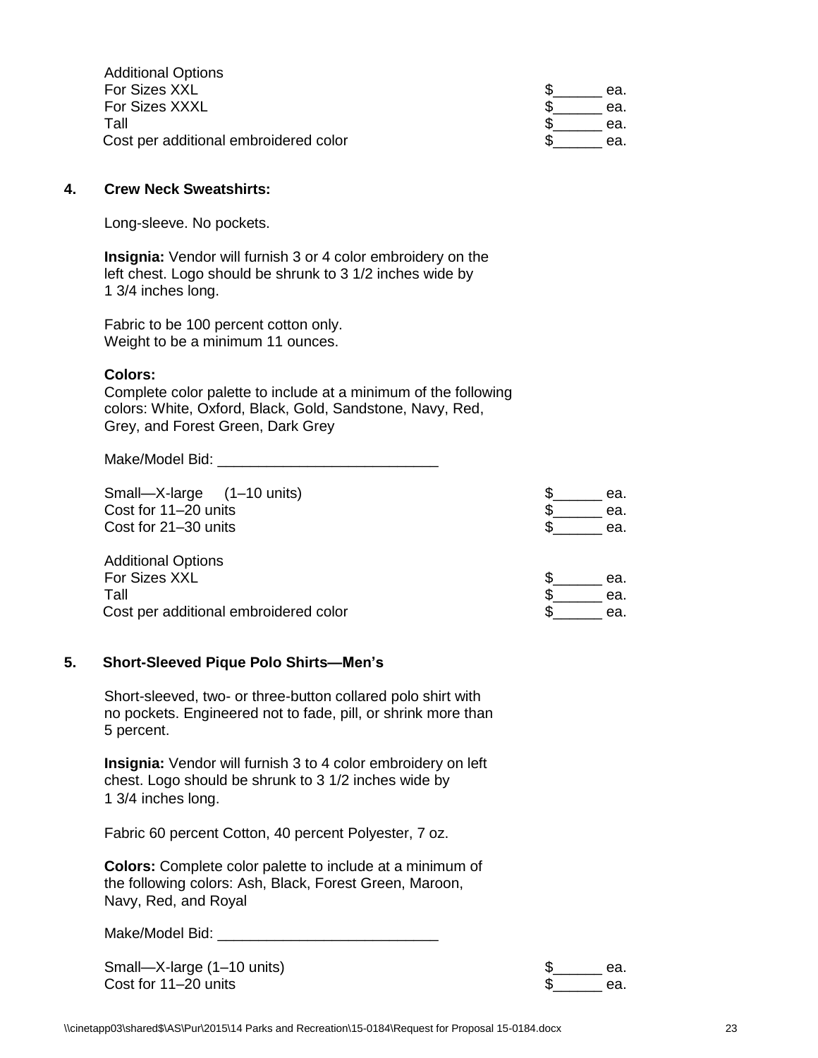Additional Options

| | |
|---|---|
| For Sizes XXL | $______ ea. |
| For Sizes XXXL | $______ ea. |
| Tall | $______ ea. |
| Cost per additional embroidered color | $______ ea. |

**4. Crew Neck Sweatshirts:**

Long-sleeve. No pockets.

**Insignia:** Vendor will furnish 3 or 4 color embroidery on the left chest. Logo should be shrunk to 3 1/2 inches wide by 1 3/4 inches long.

Fabric to be 100 percent cotton only.
Weight to be a minimum 11 ounces.

**Colors:**
Complete color palette to include at a minimum of the following colors: White, Oxford, Black, Gold, Sandstone, Navy, Red, Grey, and Forest Green, Dark Grey

Make/Model Bid: ___________________________

| | |
|---|---|
| Small—X-large (1–10 units) | $______ ea. |
| Cost for 11–20 units | $______ ea. |
| Cost for 21–30 units | $______ ea. |

Additional Options

| | |
|---|---|
| For Sizes XXL | $______ ea. |
| Tall | $______ ea. |
| Cost per additional embroidered color | $______ ea. |

**5. Short-Sleeved Pique Polo Shirts—Men's**

Short-sleeved, two- or three-button collared polo shirt with no pockets. Engineered not to fade, pill, or shrink more than 5 percent.

**Insignia:** Vendor will furnish 3 to 4 color embroidery on left chest. Logo should be shrunk to 3 1/2 inches wide by 1 3/4 inches long.

Fabric 60 percent Cotton, 40 percent Polyester, 7 oz.

**Colors:** Complete color palette to include at a minimum of the following colors: Ash, Black, Forest Green, Maroon, Navy, Red, and Royal

Make/Model Bid: ___________________________

| | |
|---|---|
| Small—X-large (1–10 units) | $______ ea. |
| Cost for 11–20 units | $______ ea. |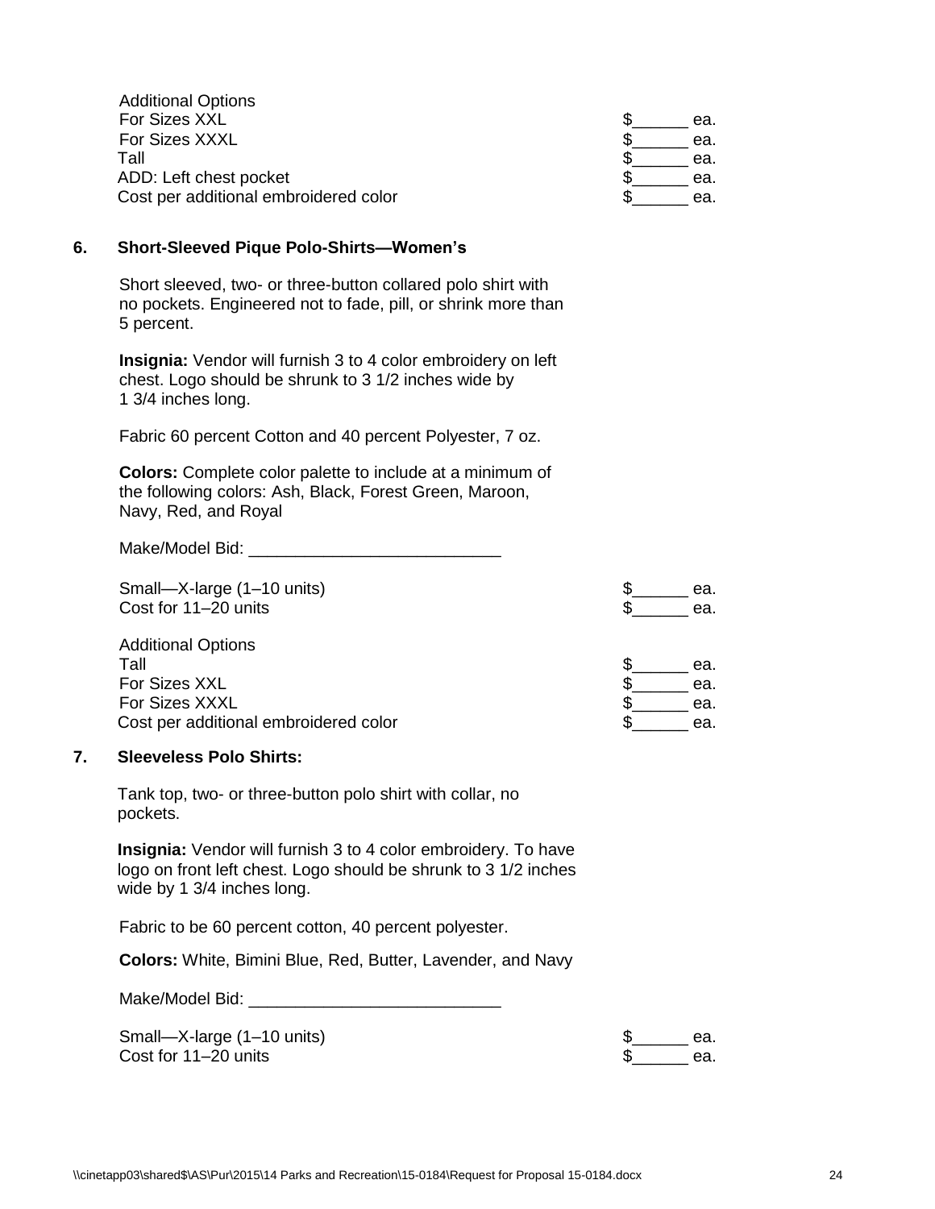Additional Options

| | |
|---|---|
| For Sizes XXL | $______ ea. |
| For Sizes XXXL | $______ ea. |
| Tall | $______ ea. |
| ADD: Left chest pocket | $______ ea. |
| Cost per additional embroidered color | $______ ea. |

**6. Short-Sleeved Pique Polo-Shirts—Women's**

Short sleeved, two- or three-button collared polo shirt with no pockets. Engineered not to fade, pill, or shrink more than 5 percent.

**Insignia:** Vendor will furnish 3 to 4 color embroidery on left chest. Logo should be shrunk to 3 1/2 inches wide by 1 3/4 inches long.

Fabric 60 percent Cotton and 40 percent Polyester, 7 oz.

**Colors:** Complete color palette to include at a minimum of the following colors: Ash, Black, Forest Green, Maroon, Navy, Red, and Royal

Make/Model Bid: ___________________________

| | |
|---|---|
| Small—X-large (1–10 units) | $______ ea. |
| Cost for 11–20 units | $______ ea. |

Additional Options

| | |
|---|---|
| Tall | $______ ea. |
| For Sizes XXL | $______ ea. |
| For Sizes XXXL | $______ ea. |
| Cost per additional embroidered color | $______ ea. |

**7. Sleeveless Polo Shirts:**

Tank top, two- or three-button polo shirt with collar, no pockets.

**Insignia:** Vendor will furnish 3 to 4 color embroidery. To have logo on front left chest. Logo should be shrunk to 3 1/2 inches wide by 1 3/4 inches long.

Fabric to be 60 percent cotton, 40 percent polyester.

**Colors:** White, Bimini Blue, Red, Butter, Lavender, and Navy

Make/Model Bid: ___________________________

| | |
|---|---|
| Small—X-large (1–10 units) | $______ ea. |
| Cost for 11–20 units | $______ ea. |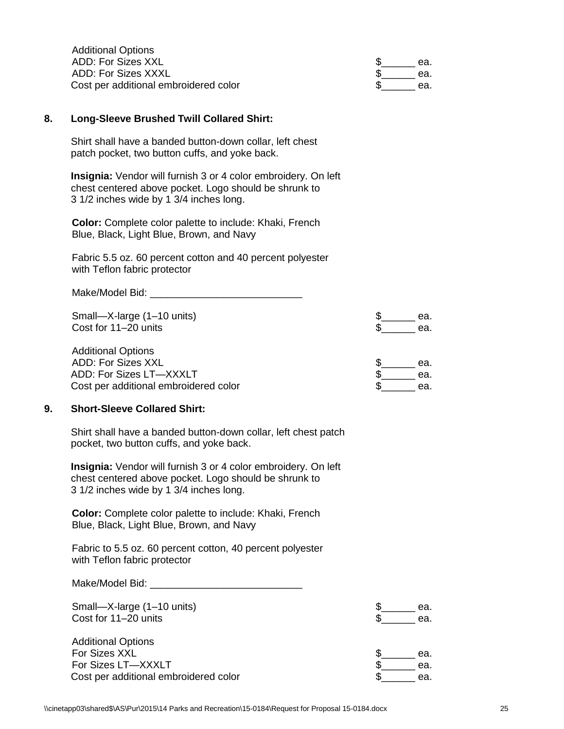Additional Options

| | |
|---|---|
| ADD: For Sizes XXL | $______ ea. |
| ADD: For Sizes XXXL | $______ ea. |
| Cost per additional embroidered color | $______ ea. |

**8. Long-Sleeve Brushed Twill Collared Shirt:**

Shirt shall have a banded button-down collar, left chest patch pocket, two button cuffs, and yoke back.

**Insignia:** Vendor will furnish 3 or 4 color embroidery. On left chest centered above pocket. Logo should be shrunk to 3 1/2 inches wide by 1 3/4 inches long.

**Color:** Complete color palette to include: Khaki, French Blue, Black, Light Blue, Brown, and Navy

Fabric 5.5 oz. 60 percent cotton and 40 percent polyester with Teflon fabric protector

Make/Model Bid: ___________________________

| | |
|---|---|
| Small—X-large (1–10 units) | $______ ea. |
| Cost for 11–20 units | $______ ea. |

Additional Options

| | |
|---|---|
| ADD: For Sizes XXL | $______ ea. |
| ADD: For Sizes LT—XXXLT | $______ ea. |
| Cost per additional embroidered color | $______ ea. |

**9. Short-Sleeve Collared Shirt:**

Shirt shall have a banded button-down collar, left chest patch pocket, two button cuffs, and yoke back.

**Insignia:** Vendor will furnish 3 or 4 color embroidery. On left chest centered above pocket. Logo should be shrunk to 3 1/2 inches wide by 1 3/4 inches long.

**Color:** Complete color palette to include: Khaki, French Blue, Black, Light Blue, Brown, and Navy

Fabric to 5.5 oz. 60 percent cotton, 40 percent polyester with Teflon fabric protector

Make/Model Bid: ___________________________

| | |
|---|---|
| Small—X-large (1–10 units) | $______ ea. |
| Cost for 11–20 units | $______ ea. |

Additional Options

| | |
|---|---|
| For Sizes XXL | $______ ea. |
| For Sizes LT—XXXLT | $______ ea. |
| Cost per additional embroidered color | $______ ea. |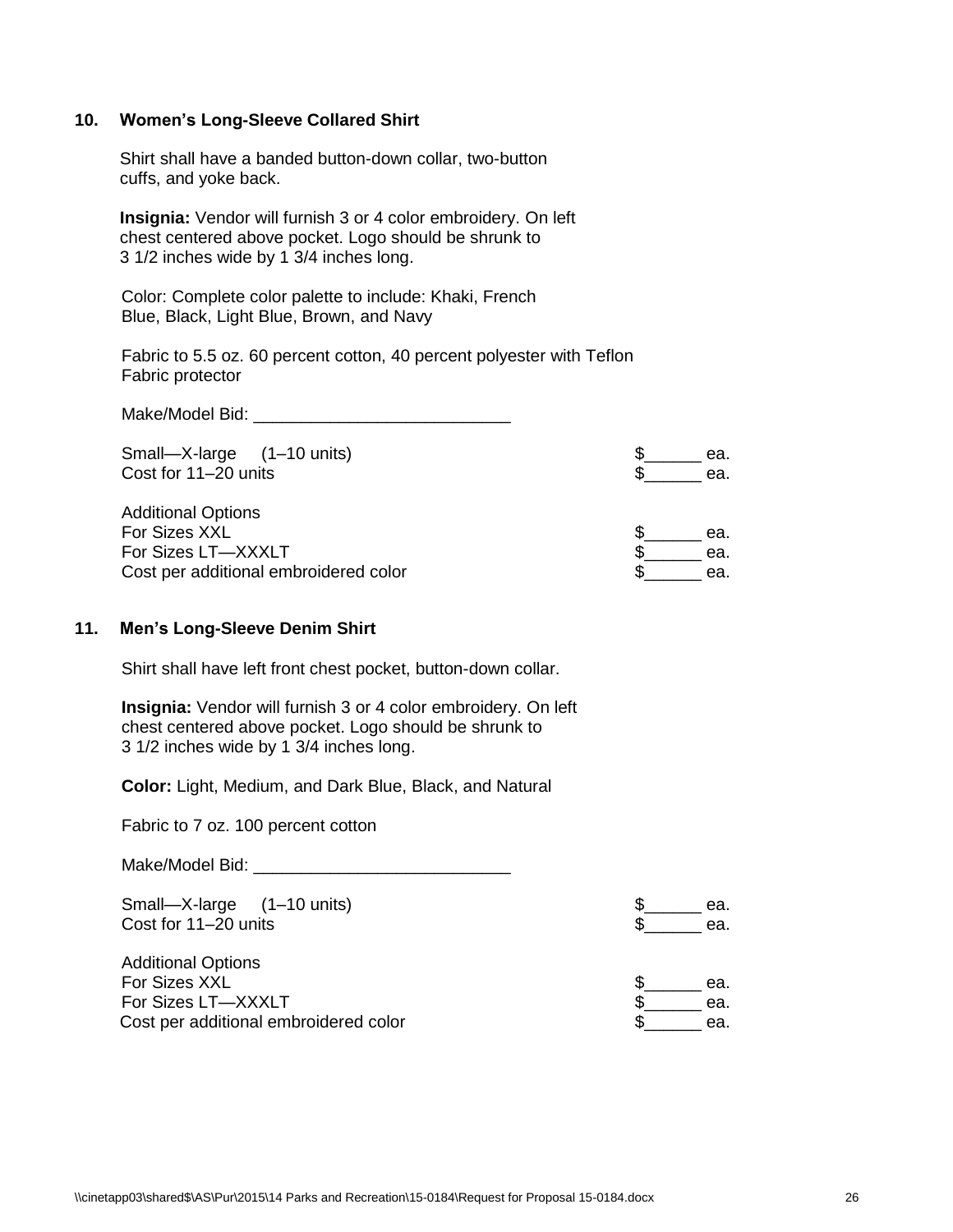### 10. Women's Long-Sleeve Collared Shirt

Shirt shall have a banded button-down collar, two-button cuffs, and yoke back.

**Insignia:** Vendor will furnish 3 or 4 color embroidery. On left chest centered above pocket. Logo should be shrunk to 3 1/2 inches wide by 1 3/4 inches long.

Color: Complete color palette to include: Khaki, French Blue, Black, Light Blue, Brown, and Navy

Fabric to 5.5 oz. 60 percent cotton, 40 percent polyester with Teflon Fabric protector

Make/Model Bid: ___________________________

| | |
|---|---|
| Small—X-large (1–10 units) | $______ ea. |
| Cost for 11–20 units | $______ ea. |

Additional Options

| | |
|---|---|
| For Sizes XXL | $______ ea. |
| For Sizes LT—XXXLT | $______ ea. |
| Cost per additional embroidered color | $______ ea. |

### 11. Men's Long-Sleeve Denim Shirt

Shirt shall have left front chest pocket, button-down collar.

**Insignia:** Vendor will furnish 3 or 4 color embroidery. On left chest centered above pocket. Logo should be shrunk to 3 1/2 inches wide by 1 3/4 inches long.

**Color:** Light, Medium, and Dark Blue, Black, and Natural

Fabric to 7 oz. 100 percent cotton

Make/Model Bid: ___________________________

| | |
|---|---|
| Small—X-large (1–10 units) | $______ ea. |
| Cost for 11–20 units | $______ ea. |

Additional Options

| | |
|---|---|
| For Sizes XXL | $______ ea. |
| For Sizes LT—XXXLT | $______ ea. |
| Cost per additional embroidered color | $______ ea. |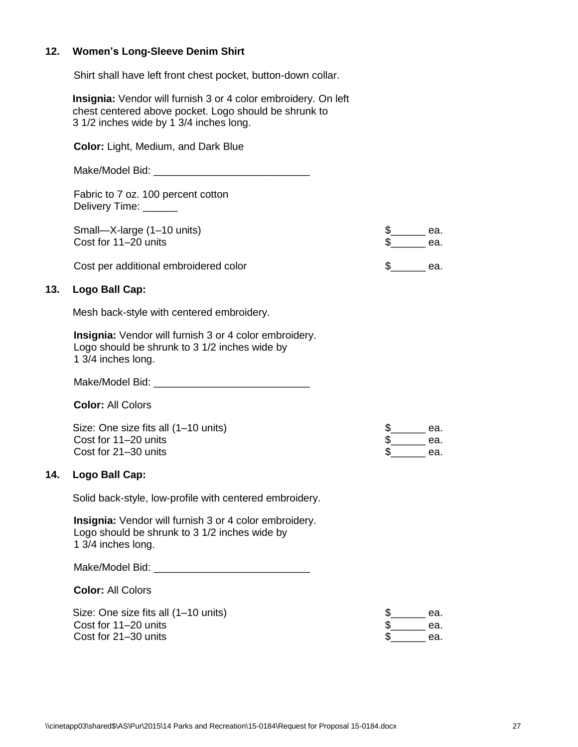**12. Women's Long-Sleeve Denim Shirt**

Shirt shall have left front chest pocket, button-down collar.

**Insignia:** Vendor will furnish 3 or 4 color embroidery. On left chest centered above pocket. Logo should be shrunk to 3 1/2 inches wide by 1 3/4 inches long.

**Color:** Light, Medium, and Dark Blue

Make/Model Bid: ___________________________

Fabric to 7 oz. 100 percent cotton
Delivery Time: ______

| | |
|---|---|
| Small—X-large (1–10 units) | $______ ea. |
| Cost for 11–20 units | $______ ea. |
| Cost per additional embroidered color | $______ ea. |

**13. Logo Ball Cap:**

Mesh back-style with centered embroidery.

**Insignia:** Vendor will furnish 3 or 4 color embroidery. Logo should be shrunk to 3 1/2 inches wide by 1 3/4 inches long.

Make/Model Bid: ___________________________

**Color:** All Colors

| | |
|---|---|
| Size: One size fits all (1–10 units) | $______ ea. |
| Cost for 11–20 units | $______ ea. |
| Cost for 21–30 units | $______ ea. |

**14. Logo Ball Cap:**

Solid back-style, low-profile with centered embroidery.

**Insignia:** Vendor will furnish 3 or 4 color embroidery. Logo should be shrunk to 3 1/2 inches wide by 1 3/4 inches long.

Make/Model Bid: ___________________________

**Color:** All Colors

| | |
|---|---|
| Size: One size fits all (1–10 units) | $______ ea. |
| Cost for 11–20 units | $______ ea. |
| Cost for 21–30 units | $______ ea. |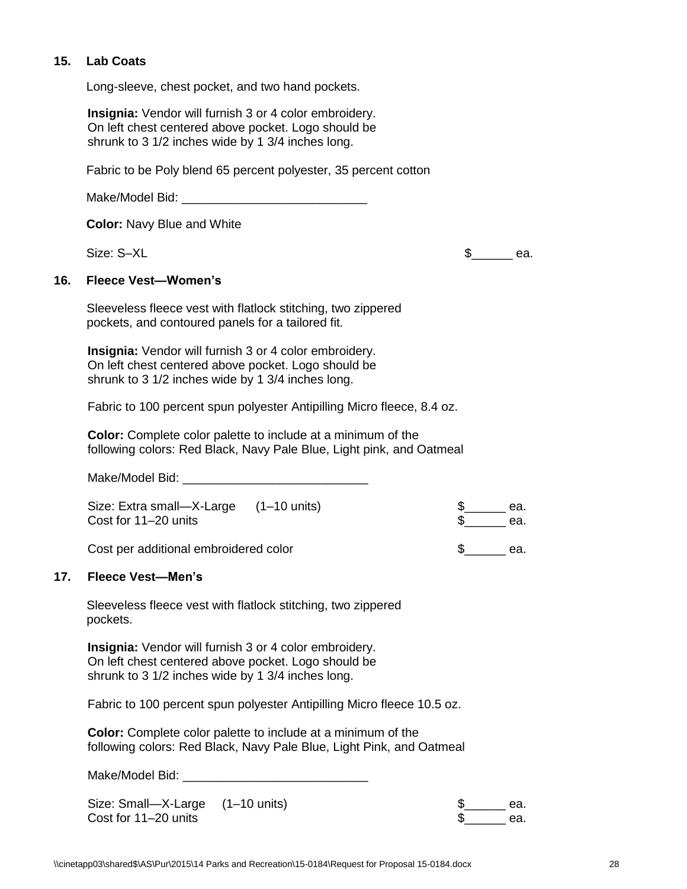**15. Lab Coats**

Long-sleeve, chest pocket, and two hand pockets.

**Insignia:** Vendor will furnish 3 or 4 color embroidery. On left chest centered above pocket. Logo should be shrunk to 3 1/2 inches wide by 1 3/4 inches long.

Fabric to be Poly blend 65 percent polyester, 35 percent cotton

Make/Model Bid: ___________________________

**Color:** Navy Blue and White

Size: S–XL $______ ea.

**16. Fleece Vest—Women's**

Sleeveless fleece vest with flatlock stitching, two zippered pockets, and contoured panels for a tailored fit.

**Insignia:** Vendor will furnish 3 or 4 color embroidery. On left chest centered above pocket. Logo should be shrunk to 3 1/2 inches wide by 1 3/4 inches long.

Fabric to 100 percent spun polyester Antipilling Micro fleece, 8.4 oz.

**Color:** Complete color palette to include at a minimum of the following colors: Red Black, Navy Pale Blue, Light pink, and Oatmeal

Make/Model Bid: ___________________________

Size: Extra small—X-Large (1–10 units) $______ ea.
Cost for 11–20 units $______ ea.

Cost per additional embroidered color $______ ea.

**17. Fleece Vest—Men's**

Sleeveless fleece vest with flatlock stitching, two zippered pockets.

**Insignia:** Vendor will furnish 3 or 4 color embroidery. On left chest centered above pocket. Logo should be shrunk to 3 1/2 inches wide by 1 3/4 inches long.

Fabric to 100 percent spun polyester Antipilling Micro fleece 10.5 oz.

**Color:** Complete color palette to include at a minimum of the following colors: Red Black, Navy Pale Blue, Light Pink, and Oatmeal

Make/Model Bid: ___________________________

Size: Small—X-Large (1–10 units) $______ ea.
Cost for 11–20 units $______ ea.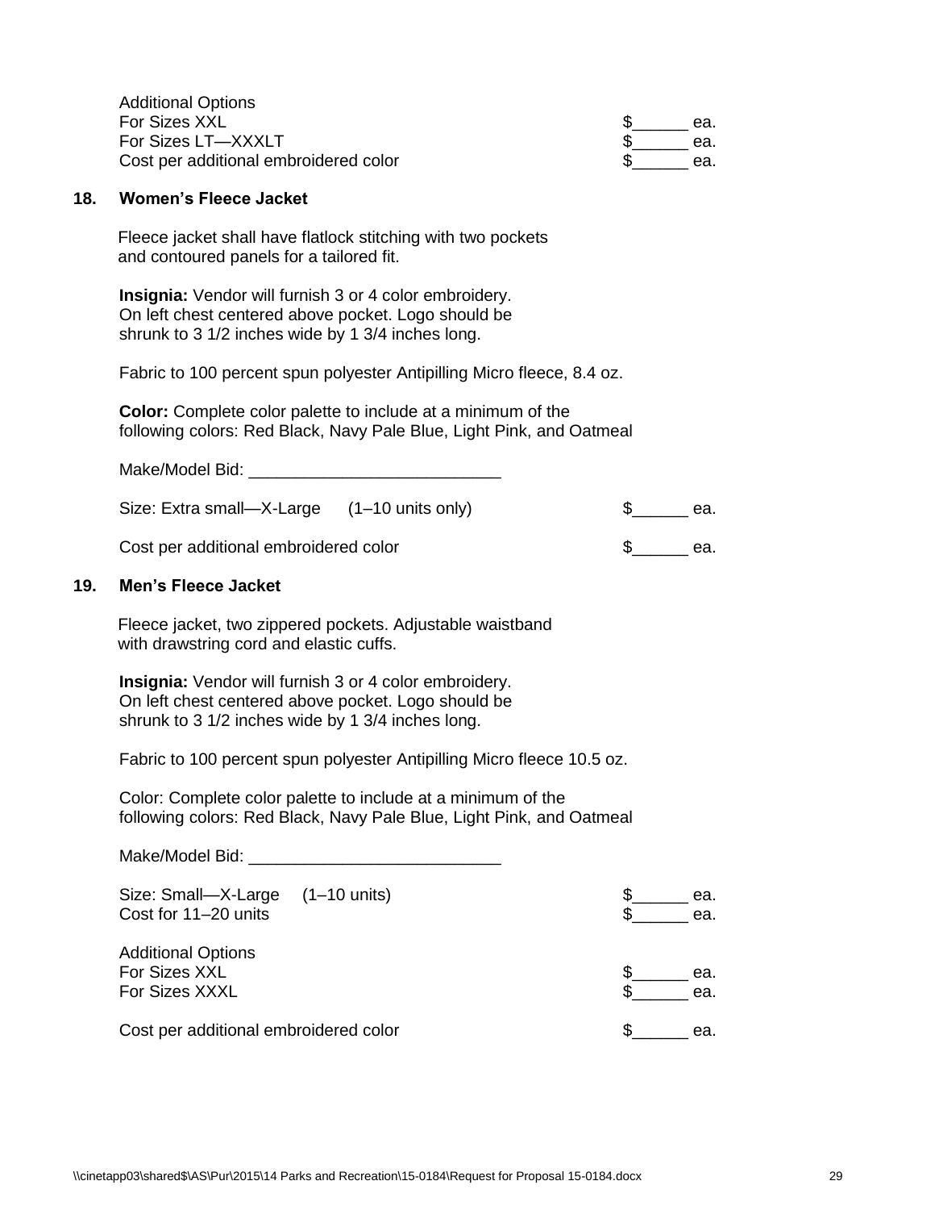Additional Options

| | |
|---|---|
| For Sizes XXL | $______ ea. |
| For Sizes LT—XXXLT | $______ ea. |
| Cost per additional embroidered color | $______ ea. |

## 18. Women's Fleece Jacket

Fleece jacket shall have flatlock stitching with two pockets and contoured panels for a tailored fit.

**Insignia:** Vendor will furnish 3 or 4 color embroidery. On left chest centered above pocket. Logo should be shrunk to 3 1/2 inches wide by 1 3/4 inches long.

Fabric to 100 percent spun polyester Antipilling Micro fleece, 8.4 oz.

**Color:** Complete color palette to include at a minimum of the following colors: Red Black, Navy Pale Blue, Light Pink, and Oatmeal

Make/Model Bid: ___________________________

| | |
|---|---|
| Size: Extra small—X-Large (1–10 units only) | $______ ea. |
| Cost per additional embroidered color | $______ ea. |

## 19. Men's Fleece Jacket

Fleece jacket, two zippered pockets. Adjustable waistband with drawstring cord and elastic cuffs.

**Insignia:** Vendor will furnish 3 or 4 color embroidery. On left chest centered above pocket. Logo should be shrunk to 3 1/2 inches wide by 1 3/4 inches long.

Fabric to 100 percent spun polyester Antipilling Micro fleece 10.5 oz.

Color: Complete color palette to include at a minimum of the following colors: Red Black, Navy Pale Blue, Light Pink, and Oatmeal

Make/Model Bid: ___________________________

| | |
|---|---|
| Size: Small—X-Large (1–10 units) | $______ ea. |
| Cost for 11–20 units | $______ ea. |

Additional Options

| | |
|---|---|
| For Sizes XXL | $______ ea. |
| For Sizes XXXL | $______ ea. |
| Cost per additional embroidered color | $______ ea. |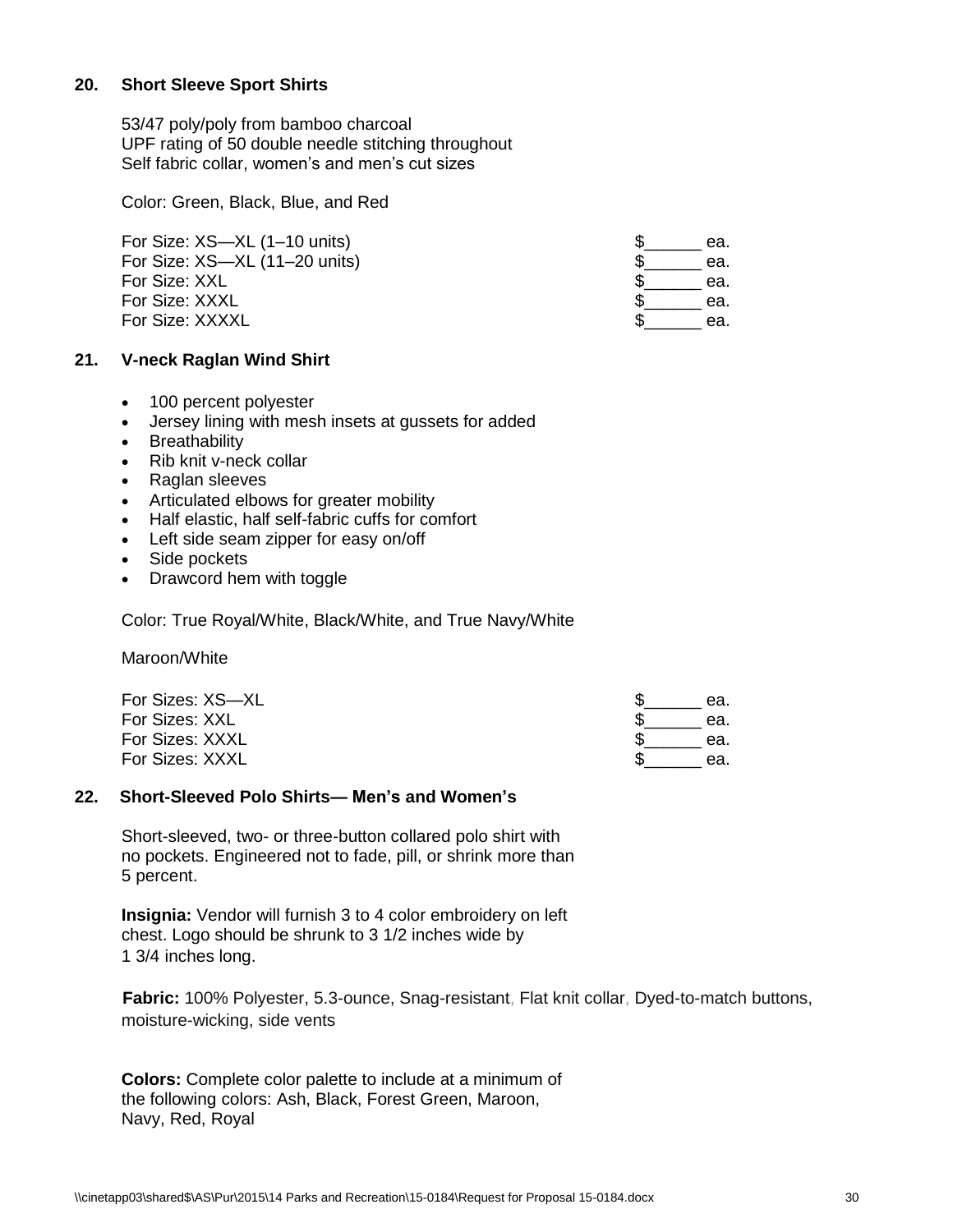**20. Short Sleeve Sport Shirts**

53/47 poly/poly from bamboo charcoal
UPF rating of 50 double needle stitching throughout
Self fabric collar, women's and men's cut sizes

Color: Green, Black, Blue, and Red

| | |
|---|---|
| For Size: XS—XL (1–10 units) | $______ ea. |
| For Size: XS—XL (11–20 units) | $______ ea. |
| For Size: XXL | $______ ea. |
| For Size: XXXL | $______ ea. |
| For Size: XXXXL | $______ ea. |

**21. V-neck Raglan Wind Shirt**

- 100 percent polyester
- Jersey lining with mesh insets at gussets for added
- Breathability
- Rib knit v-neck collar
- Raglan sleeves
- Articulated elbows for greater mobility
- Half elastic, half self-fabric cuffs for comfort
- Left side seam zipper for easy on/off
- Side pockets
- Drawcord hem with toggle

Color: True Royal/White, Black/White, and True Navy/White

Maroon/White

| | |
|---|---|
| For Sizes: XS—XL | $______ ea. |
| For Sizes: XXL | $______ ea. |
| For Sizes: XXXL | $______ ea. |
| For Sizes: XXXL | $______ ea. |

**22. Short-Sleeved Polo Shirts— Men's and Women's**

Short-sleeved, two- or three-button collared polo shirt with no pockets. Engineered not to fade, pill, or shrink more than 5 percent.

**Insignia:** Vendor will furnish 3 to 4 color embroidery on left chest. Logo should be shrunk to 3 1/2 inches wide by 1 3/4 inches long.

**Fabric:** 100% Polyester, 5.3-ounce, Snag-resistant, Flat knit collar, Dyed-to-match buttons, moisture-wicking, side vents

**Colors:** Complete color palette to include at a minimum of the following colors: Ash, Black, Forest Green, Maroon, Navy, Red, Royal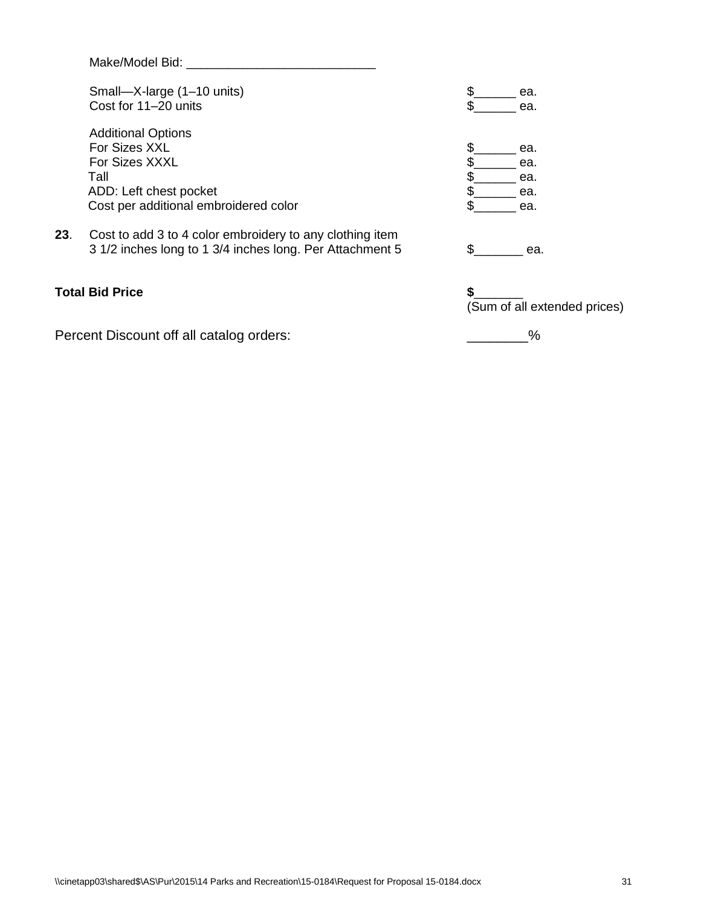Make/Model Bid: ___________________________

| | |
|---|---|
| Small—X-large (1–10 units) | $______ ea. |
| Cost for 11–20 units | $______ ea. |

Additional Options

| | |
|---|---|
| For Sizes XXL | $______ ea. |
| For Sizes XXXL | $______ ea. |
| Tall | $______ ea. |
| ADD: Left chest pocket | $______ ea. |
| Cost per additional embroidered color | $______ ea. |

**23**. Cost to add 3 to 4 color embroidery to any clothing item 3 1/2 inches long to 1 3/4 inches long. Per Attachment 5 — $_______ ea.

**Total Bid Price** — **$**_______ (Sum of all extended prices)

Percent Discount off all catalog orders: ________%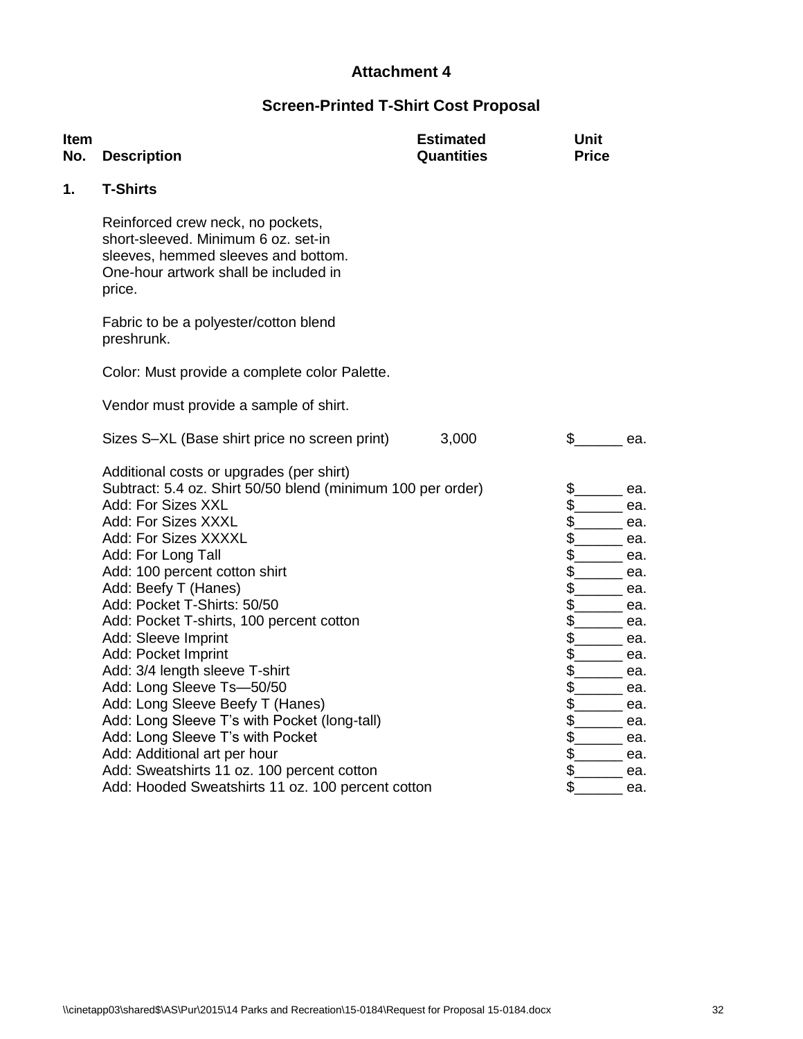## Attachment 4

## Screen-Printed T-Shirt Cost Proposal

| Item No. | Description | Estimated Quantities | Unit Price |
|---|---|---|---|
| **1.** | **T-Shirts** | | |
| | Reinforced crew neck, no pockets, short-sleeved. Minimum 6 oz. set-in sleeves, hemmed sleeves and bottom. One-hour artwork shall be included in price. | | |
| | Fabric to be a polyester/cotton blend preshrunk. | | |
| | Color: Must provide a complete color Palette. | | |
| | Vendor must provide a sample of shirt. | | |
| | Sizes S–XL (Base shirt price no screen print) | 3,000 | $______ ea. |
| | Additional costs or upgrades (per shirt) | | |
| | Subtract: 5.4 oz. Shirt 50/50 blend (minimum 100 per order) | | $______ ea. |
| | Add: For Sizes XXL | | $______ ea. |
| | Add: For Sizes XXXL | | $______ ea. |
| | Add: For Sizes XXXXL | | $______ ea. |
| | Add: For Long Tall | | $______ ea. |
| | Add: 100 percent cotton shirt | | $______ ea. |
| | Add: Beefy T (Hanes) | | $______ ea. |
| | Add: Pocket T-Shirts: 50/50 | | $______ ea. |
| | Add: Pocket T-shirts, 100 percent cotton | | $______ ea. |
| | Add: Sleeve Imprint | | $______ ea. |
| | Add: Pocket Imprint | | $______ ea. |
| | Add: 3/4 length sleeve T-shirt | | $______ ea. |
| | Add: Long Sleeve Ts—50/50 | | $______ ea. |
| | Add: Long Sleeve Beefy T (Hanes) | | $______ ea. |
| | Add: Long Sleeve T's with Pocket (long-tall) | | $______ ea. |
| | Add: Long Sleeve T's with Pocket | | $______ ea. |
| | Add: Additional art per hour | | $______ ea. |
| | Add: Sweatshirts 11 oz. 100 percent cotton | | $______ ea. |
| | Add: Hooded Sweatshirts 11 oz. 100 percent cotton | | $______ ea. |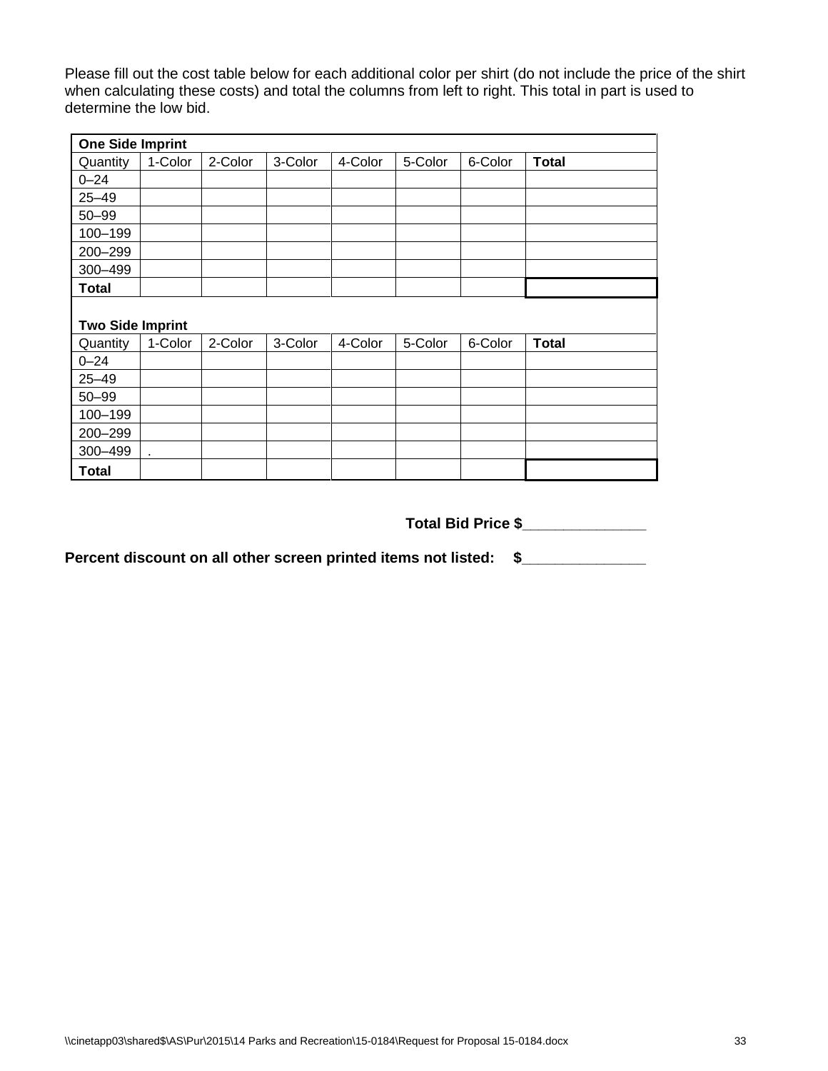Please fill out the cost table below for each additional color per shirt (do not include the price of the shirt when calculating these costs) and total the columns from left to right. This total in part is used to determine the low bid.

| **One Side Imprint** | | | | | | | |
|---|---|---|---|---|---|---|---|
| Quantity | 1-Color | 2-Color | 3-Color | 4-Color | 5-Color | 6-Color | **Total** |
| 0–24 | | | | | | | |
| 25–49 | | | | | | | |
| 50–99 | | | | | | | |
| 100–199 | | | | | | | |
| 200–299 | | | | | | | |
| 300–499 | | | | | | | |
| **Total** | | | | | | | |

| **Two Side Imprint** | | | | | | | |
|---|---|---|---|---|---|---|---|
| Quantity | 1-Color | 2-Color | 3-Color | 4-Color | 5-Color | 6-Color | **Total** |
| 0–24 | | | | | | | |
| 25–49 | | | | | | | |
| 50–99 | | | | | | | |
| 100–199 | | | | | | | |
| 200–299 | | | | | | | |
| 300–499 | . | | | | | | |
| **Total** | | | | | | | |

**Total Bid Price $_______________**

**Percent discount on all other screen printed items not listed: $_______________**

\\cinetapp03\shared$\AS\Pur\2015\14 Parks and Recreation\15-0184\Request for Proposal 15-0184.docx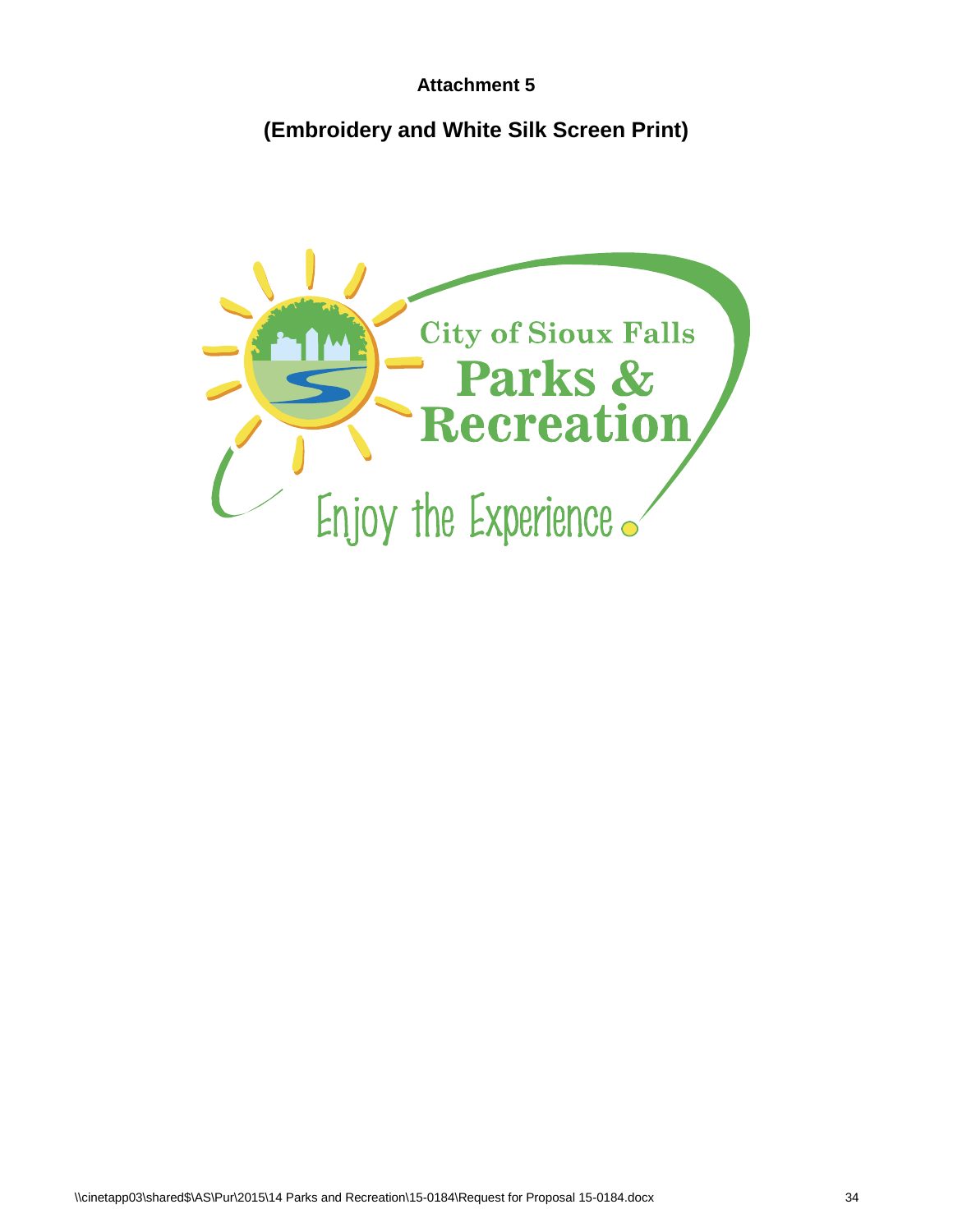**Attachment 5**

**(Embroidery and White Silk Screen Print)**

City of Sioux Falls

Parks & Recreation

Enjoy the Experience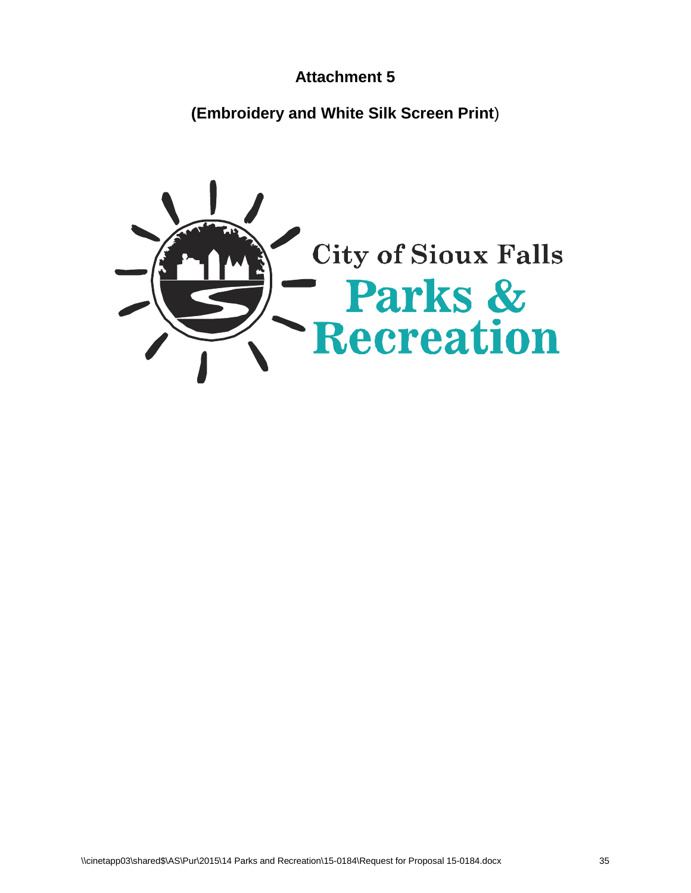# Attachment 5

## (Embroidery and White Silk Screen Print)

City of Sioux Falls

Parks & Recreation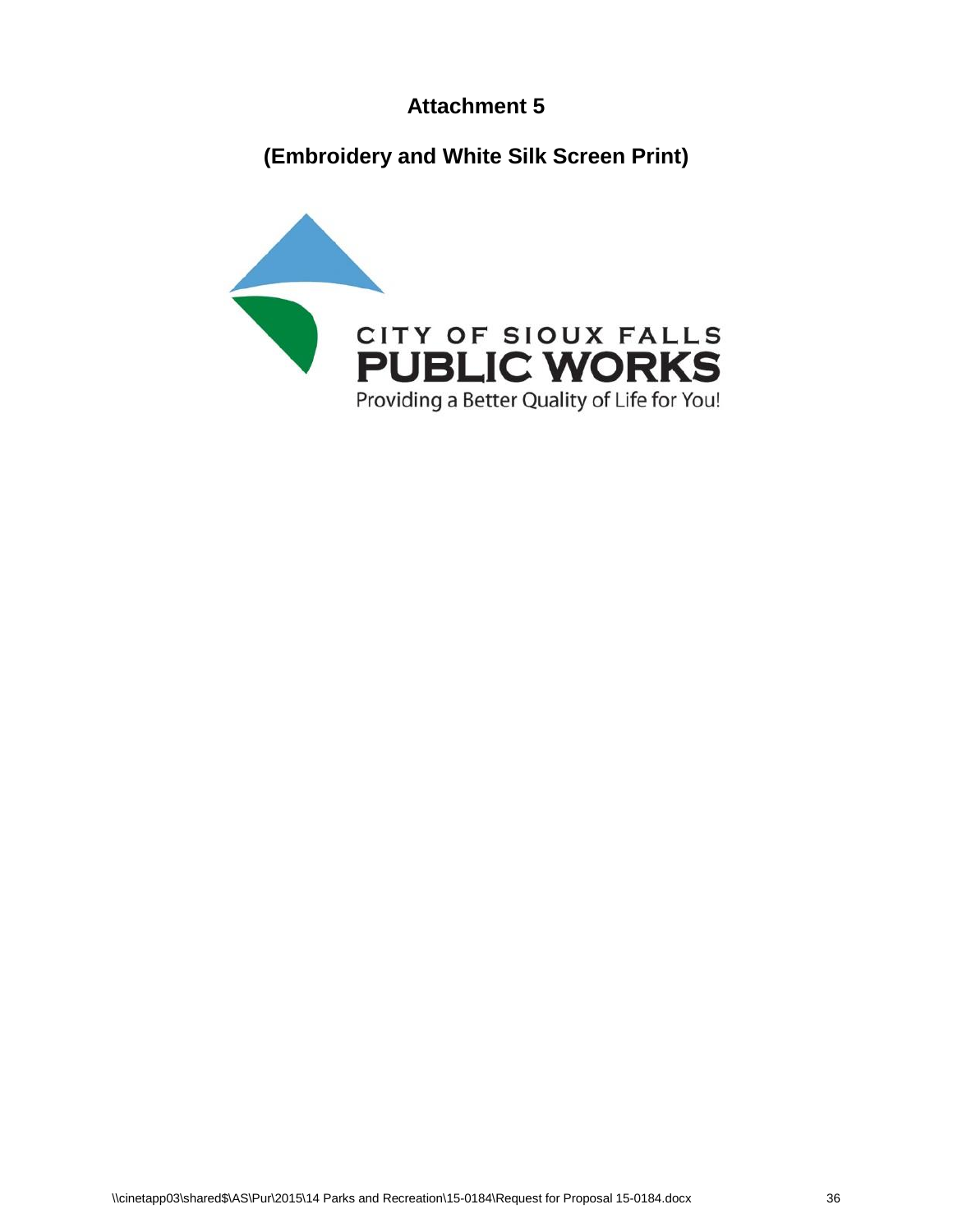# Attachment 5

## (Embroidery and White Silk Screen Print)

CITY OF SIOUX FALLS
PUBLIC WORKS
Providing a Better Quality of Life for You!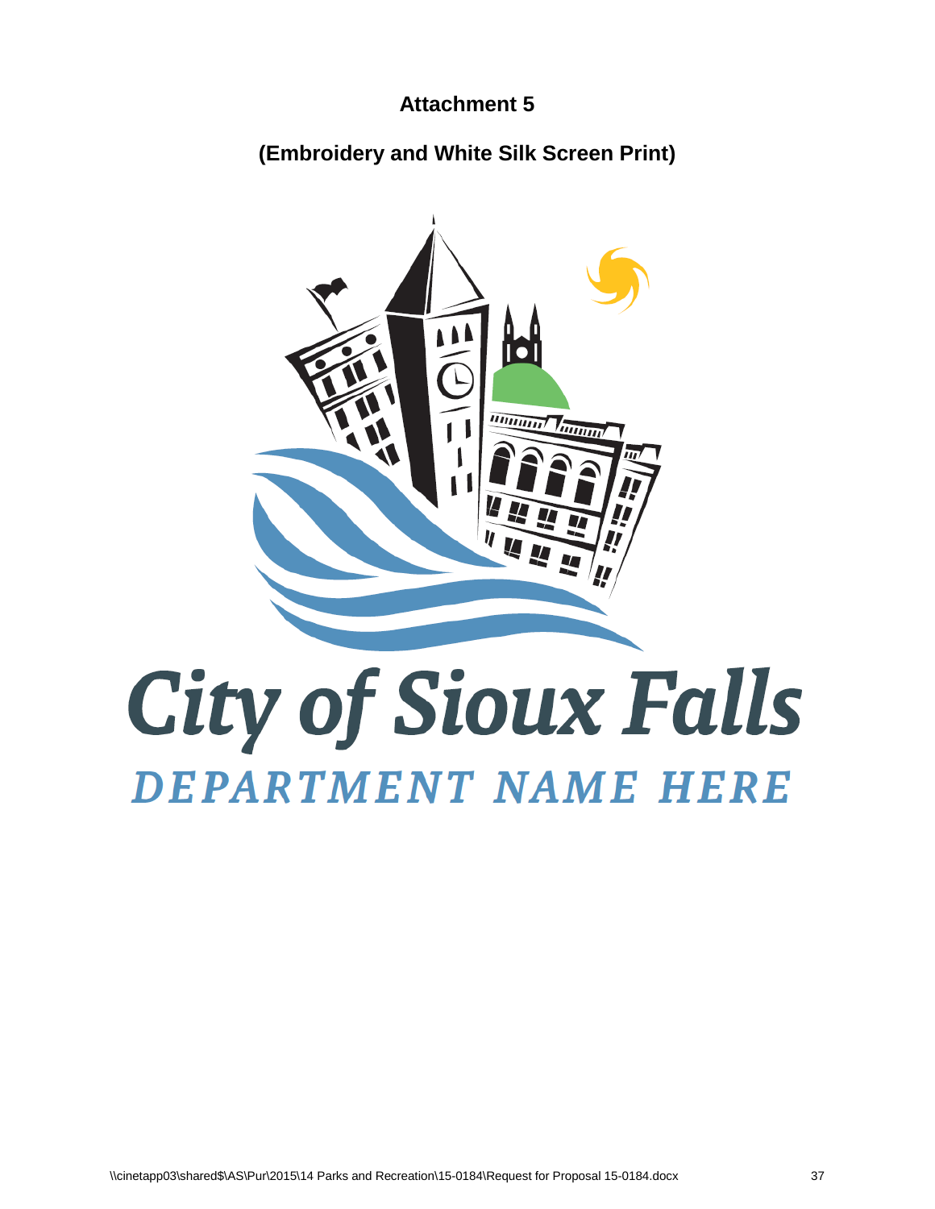**Attachment 5**

**(Embroidery and White Silk Screen Print)**

City of Sioux Falls

DEPARTMENT NAME HERE